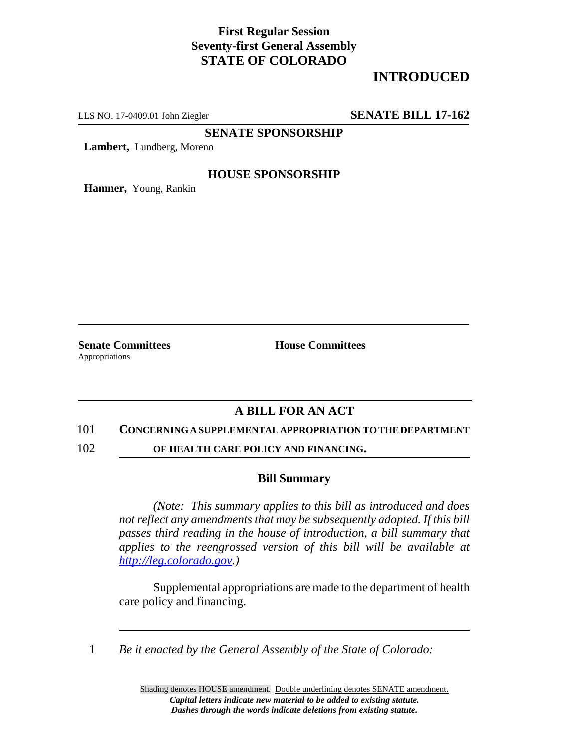**First Regular Session**
**Seventy-first General Assembly**
**STATE OF COLORADO**

# INTRODUCED

LLS NO. 17-0409.01 John Ziegler **SENATE BILL 17-162**

**SENATE SPONSORSHIP**

**Lambert,** Lundberg, Moreno

**HOUSE SPONSORSHIP**

**Hamner,** Young, Rankin

**Senate Committees**
Appropriations

**House Committees**

## A BILL FOR AN ACT

101 **CONCERNING A SUPPLEMENTAL APPROPRIATION TO THE DEPARTMENT**
102 **OF HEALTH CARE POLICY AND FINANCING.**

### Bill Summary

*(Note: This summary applies to this bill as introduced and does not reflect any amendments that may be subsequently adopted. If this bill passes third reading in the house of introduction, a bill summary that applies to the reengrossed version of this bill will be available at http://leg.colorado.gov.)*

Supplemental appropriations are made to the department of health care policy and financing.

1 *Be it enacted by the General Assembly of the State of Colorado:*

Shading denotes HOUSE amendment. Double underlining denotes SENATE amendment.
***Capital letters indicate new material to be added to existing statute.***
***Dashes through the words indicate deletions from existing statute.***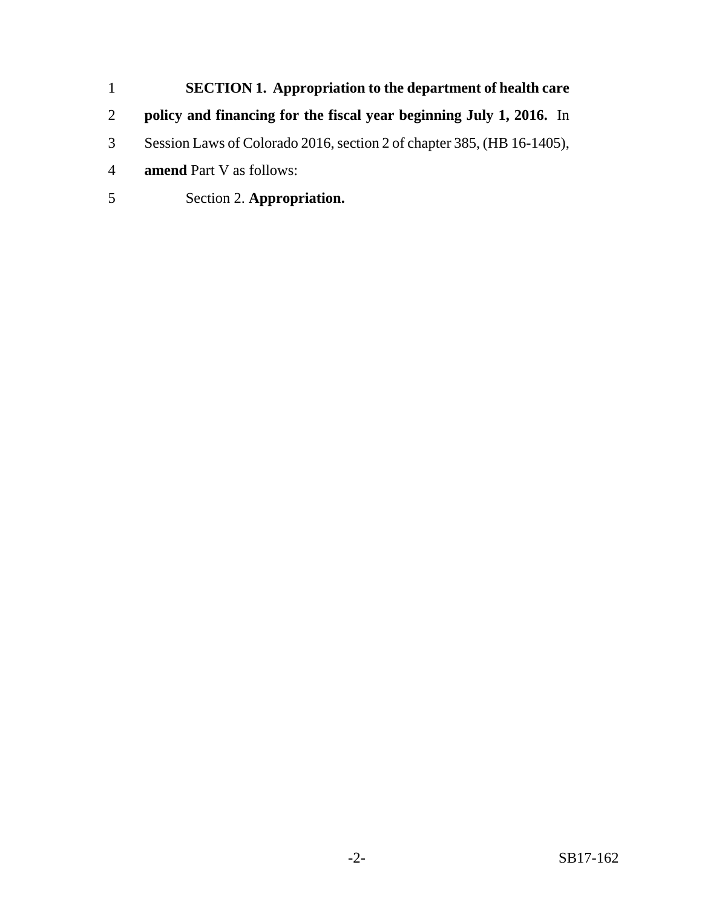**SECTION 1. Appropriation to the department of health care policy and financing for the fiscal year beginning July 1, 2016.** In Session Laws of Colorado 2016, section 2 of chapter 385, (HB 16-1405), **amend** Part V as follows:

Section 2. **Appropriation.**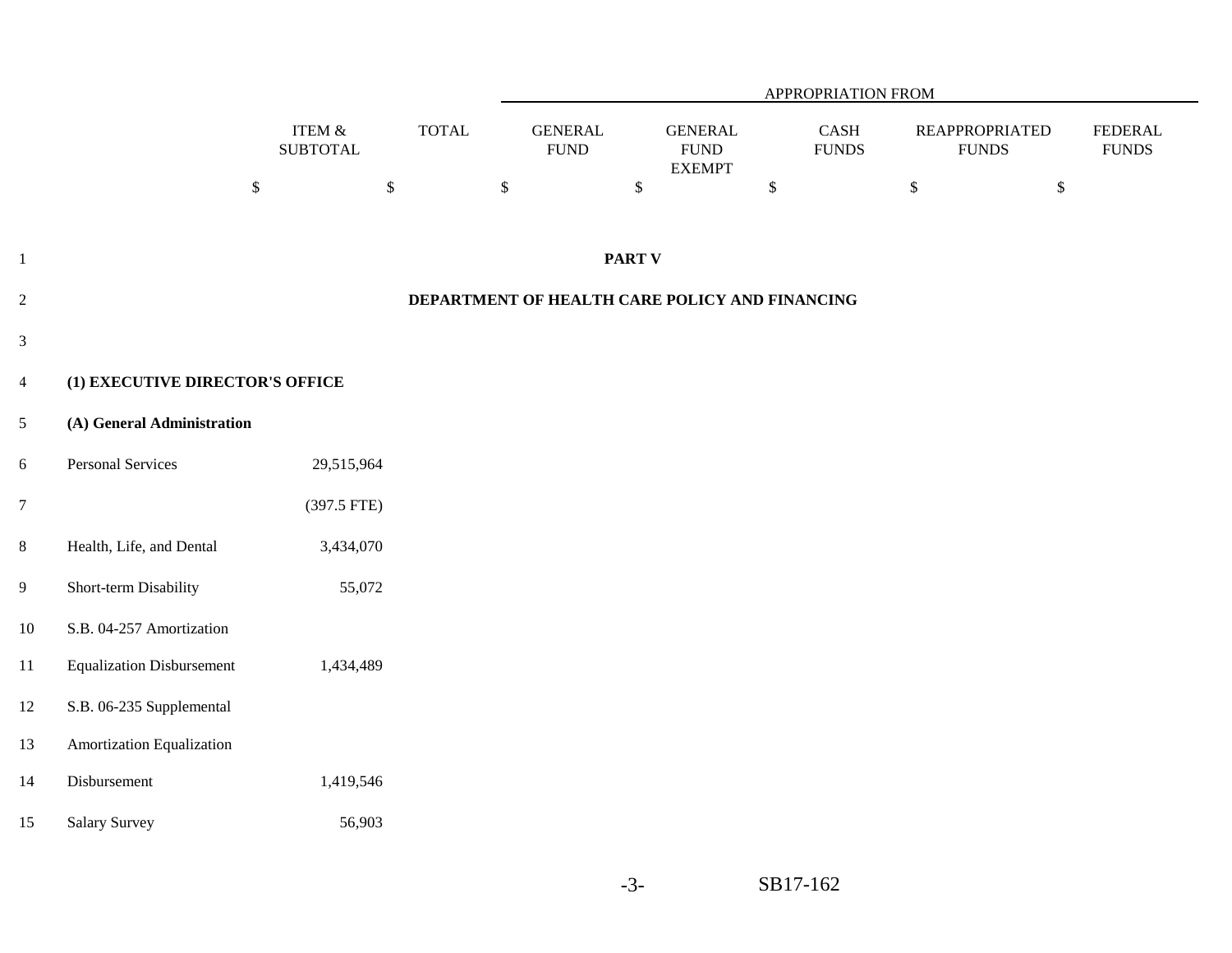|  | ITEM & SUBTOTAL | TOTAL | APPROPRIATION FROM GENERAL FUND | GENERAL FUND EXEMPT | CASH FUNDS | REAPPROPRIATED FUNDS | FEDERAL FUNDS |
|---|---|---|---|---|---|---|---|
|  | $ | $ | $ | $ | $ | $ | $ |

**PART V**

**DEPARTMENT OF HEALTH CARE POLICY AND FINANCING**

**(1) EXECUTIVE DIRECTOR'S OFFICE**

**(A) General Administration**

|  | ITEM & SUBTOTAL | TOTAL | GENERAL FUND | GENERAL FUND EXEMPT | CASH FUNDS | REAPPROPRIATED FUNDS | FEDERAL FUNDS |
|---|---|---|---|---|---|---|---|
| Personal Services | 29,515,964 |  |  |  |  |  |  |
|  | (397.5 FTE) |  |  |  |  |  |  |
| Health, Life, and Dental | 3,434,070 |  |  |  |  |  |  |
| Short-term Disability | 55,072 |  |  |  |  |  |  |
| S.B. 04-257 Amortization Equalization Disbursement | 1,434,489 |  |  |  |  |  |  |
| S.B. 06-235 Supplemental Amortization Equalization Disbursement | 1,419,546 |  |  |  |  |  |  |
| Salary Survey | 56,903 |  |  |  |  |  |  |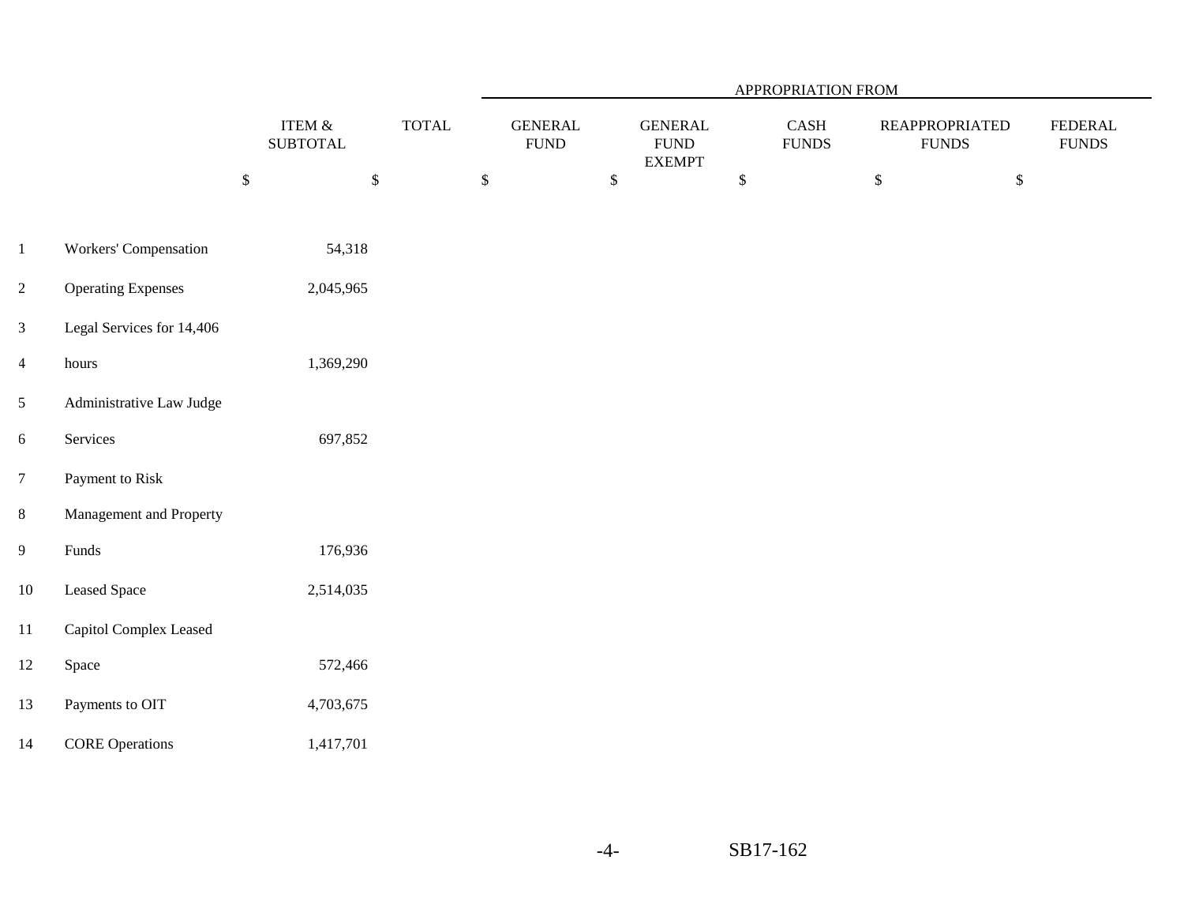| | | | | APPROPRIATION FROM | | | | |
|---|---|---|---|---|---|---|---|---|
| | | ITEM & SUBTOTAL | TOTAL | GENERAL FUND | GENERAL FUND EXEMPT | CASH FUNDS | REAPPROPRIATED FUNDS | FEDERAL FUNDS |
| | | $ | $ | $ | $ | $ | $ | $ |
| 1 | Workers' Compensation | 54,318 | | | | | | |
| 2 | Operating Expenses | 2,045,965 | | | | | | |
| 3 | Legal Services for 14,406 | | | | | | | |
| 4 | hours | 1,369,290 | | | | | | |
| 5 | Administrative Law Judge | | | | | | | |
| 6 | Services | 697,852 | | | | | | |
| 7 | Payment to Risk | | | | | | | |
| 8 | Management and Property | | | | | | | |
| 9 | Funds | 176,936 | | | | | | |
| 10 | Leased Space | 2,514,035 | | | | | | |
| 11 | Capitol Complex Leased | | | | | | | |
| 12 | Space | 572,466 | | | | | | |
| 13 | Payments to OIT | 4,703,675 | | | | | | |
| 14 | CORE Operations | 1,417,701 | | | | | | |

SB17-162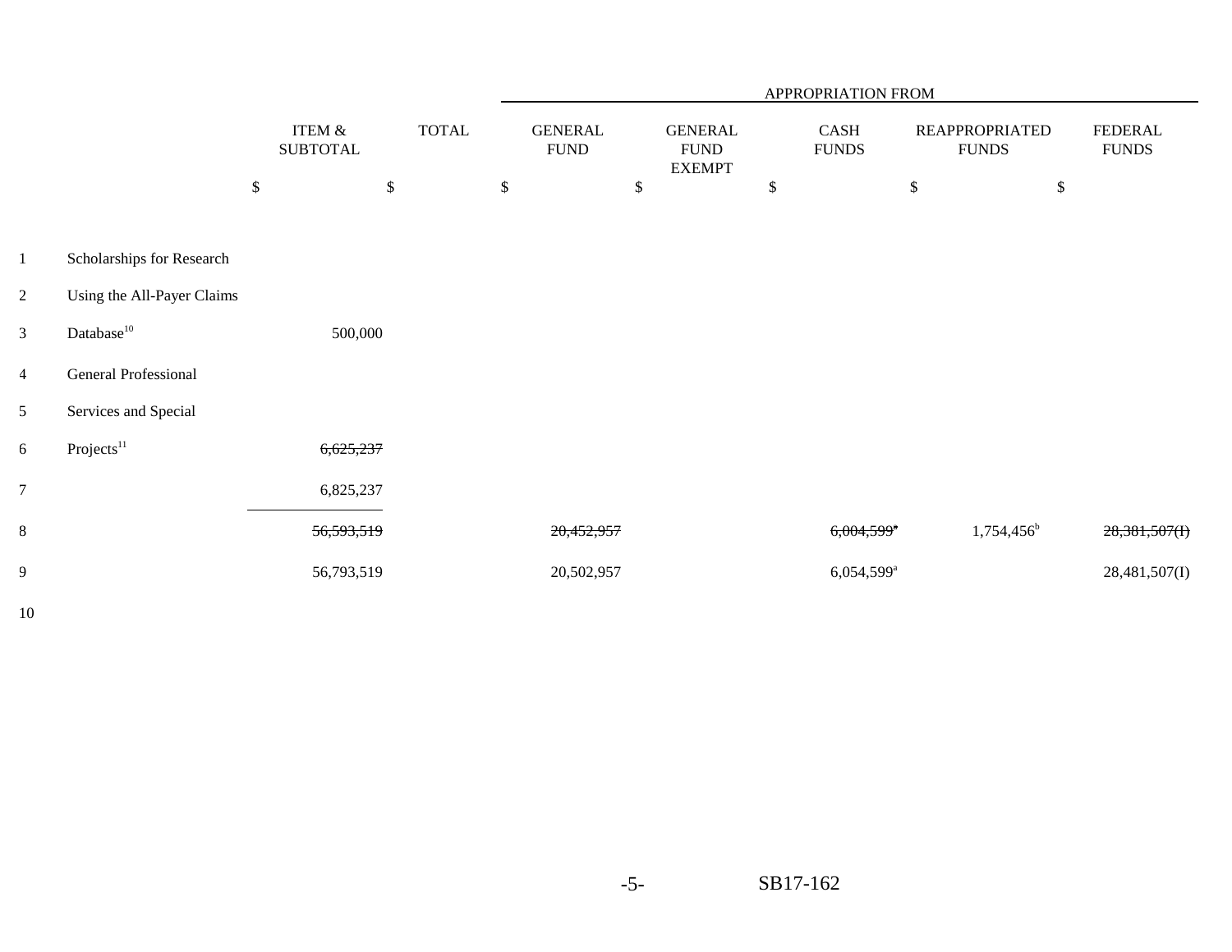| | | | APPROPRIATION FROM | | | | |
|---|---|---|---|---|---|---|---|
| | ITEM & SUBTOTAL | TOTAL | GENERAL FUND | GENERAL FUND EXEMPT | CASH FUNDS | REAPPROPRIATED FUNDS | FEDERAL FUNDS |
| | $ | $ | $ | $ | $ | $ | $ |
| Scholarships for Research Using the All-Payer Claims Database[10] | 500,000 | | | | | | |
| General Professional Services and Special Projects[11] | ~~6,625,237~~ | | | | | | |
| | 6,825,237 | | | | | | |
| | ~~56,593,519~~ | | ~~20,452,957~~ | | ~~6,004,599[a]~~ | 1,754,456[b] | ~~28,381,507(I)~~ |
| | 56,793,519 | | 20,502,957 | | 6,054,599[a] | | 28,481,507(I) |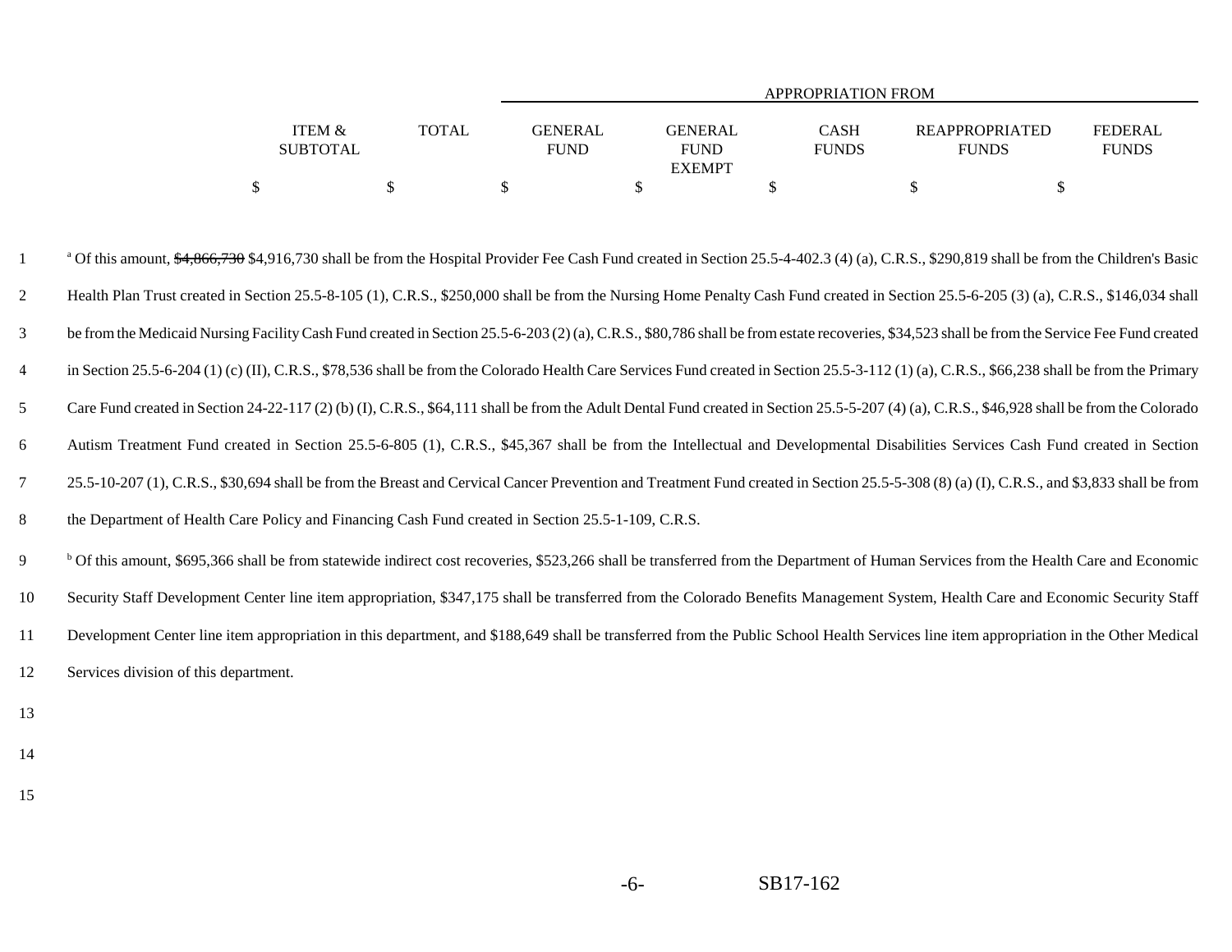| | ITEM & SUBTOTAL | TOTAL | APPROPRIATION FROM | | | | |
|---|---|---|---|---|---|---|---|
| | | | GENERAL FUND | GENERAL FUND EXEMPT | CASH FUNDS | REAPPROPRIATED FUNDS | FEDERAL FUNDS |
| | $ | $ | $ | $ | $ | $ | $ |

[a] Of this amount, ~~$4,866,730~~ $4,916,730 shall be from the Hospital Provider Fee Cash Fund created in Section 25.5-4-402.3 (4) (a), C.R.S., $290,819 shall be from the Children's Basic Health Plan Trust created in Section 25.5-8-105 (1), C.R.S., $250,000 shall be from the Nursing Home Penalty Cash Fund created in Section 25.5-6-205 (3) (a), C.R.S., $146,034 shall be from the Medicaid Nursing Facility Cash Fund created in Section 25.5-6-203 (2) (a), C.R.S., $80,786 shall be from estate recoveries, $34,523 shall be from the Service Fee Fund created in Section 25.5-6-204 (1) (c) (II), C.R.S., $78,536 shall be from the Colorado Health Care Services Fund created in Section 25.5-3-112 (1) (a), C.R.S., $66,238 shall be from the Primary Care Fund created in Section 24-22-117 (2) (b) (I), C.R.S., $64,111 shall be from the Adult Dental Fund created in Section 25.5-5-207 (4) (a), C.R.S., $46,928 shall be from the Colorado Autism Treatment Fund created in Section 25.5-6-805 (1), C.R.S., $45,367 shall be from the Intellectual and Developmental Disabilities Services Cash Fund created in Section 25.5-10-207 (1), C.R.S., $30,694 shall be from the Breast and Cervical Cancer Prevention and Treatment Fund created in Section 25.5-5-308 (8) (a) (I), C.R.S., and $3,833 shall be from the Department of Health Care Policy and Financing Cash Fund created in Section 25.5-1-109, C.R.S.

[b] Of this amount, $695,366 shall be from statewide indirect cost recoveries, $523,266 shall be transferred from the Department of Human Services from the Health Care and Economic Security Staff Development Center line item appropriation, $347,175 shall be transferred from the Colorado Benefits Management System, Health Care and Economic Security Staff Development Center line item appropriation in this department, and $188,649 shall be transferred from the Public School Health Services line item appropriation in the Other Medical Services division of this department.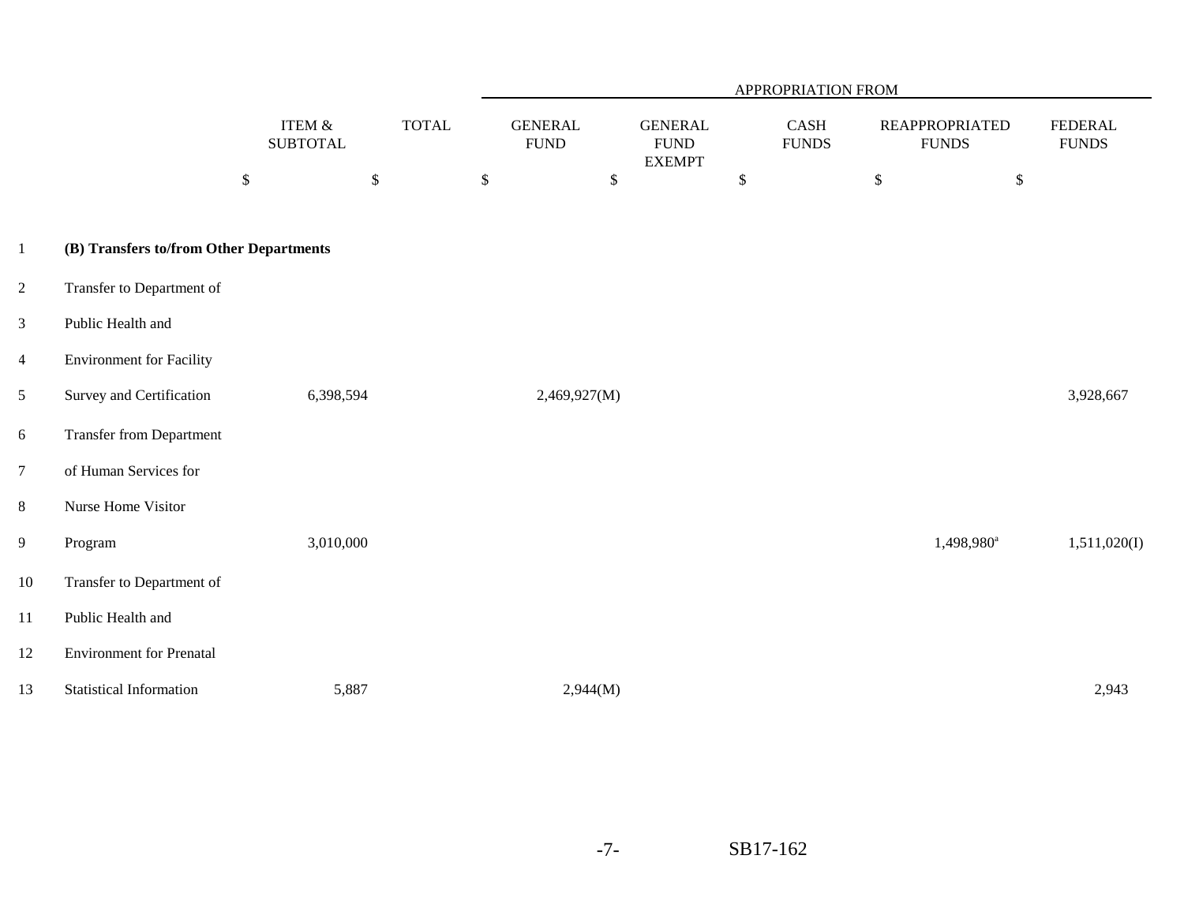| | ITEM & SUBTOTAL | TOTAL | APPROPRIATION FROM GENERAL FUND | GENERAL FUND EXEMPT | CASH FUNDS | REAPPROPRIATED FUNDS | FEDERAL FUNDS |
|---|---|---|---|---|---|---|---|
| | $ | $ | $ | $ | $ | $ | $ |
| **(B) Transfers to/from Other Departments** | | | | | | | |
| Transfer to Department of Public Health and Environment for Facility Survey and Certification | 6,398,594 | | 2,469,927(M) | | | | 3,928,667 |
| Transfer from Department of Human Services for Nurse Home Visitor Program | 3,010,000 | | | | | 1,498,980[a] | 1,511,020(I) |
| Transfer to Department of Public Health and Environment for Prenatal Statistical Information | 5,887 | | 2,944(M) | | | | 2,943 |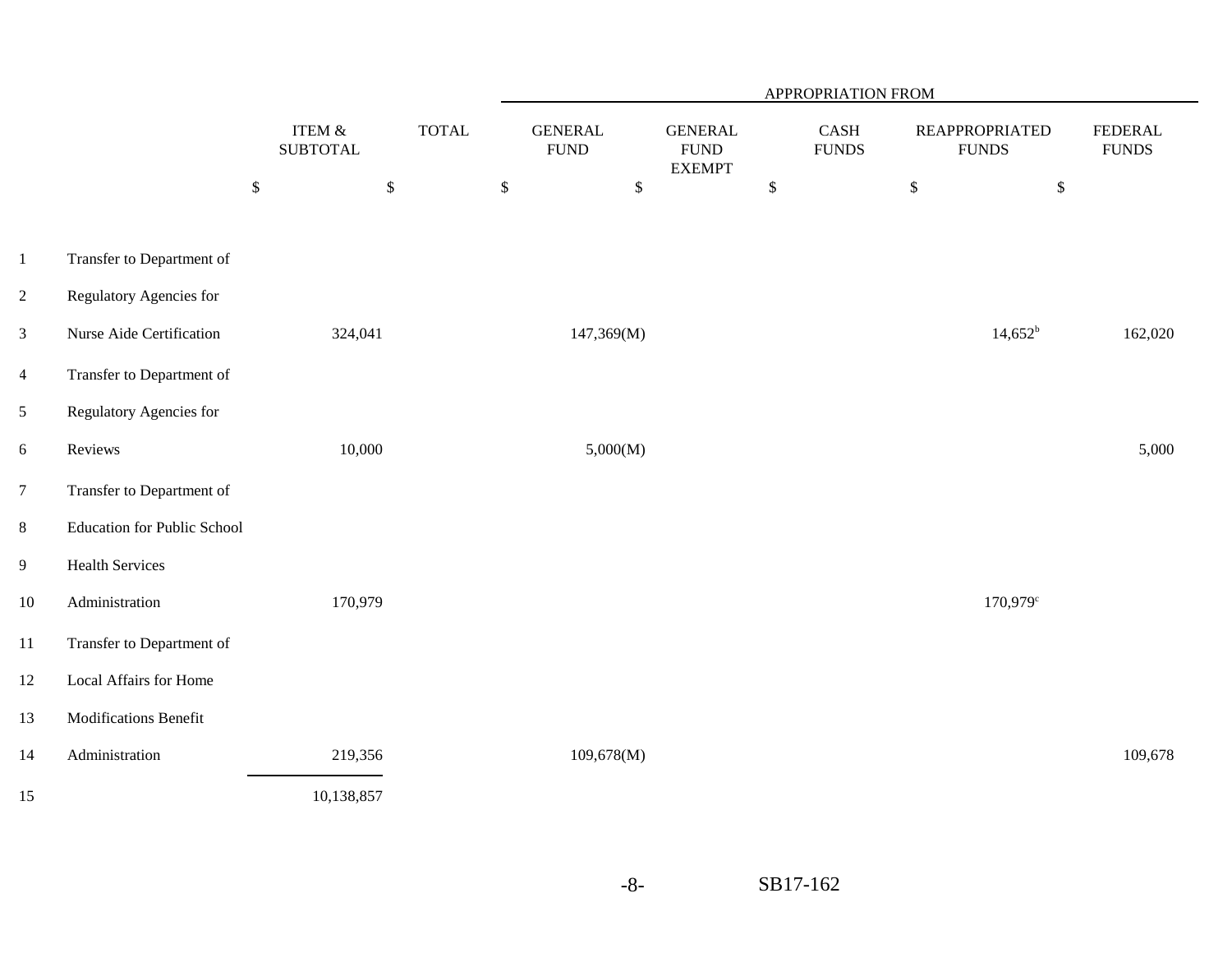| | ITEM & SUBTOTAL | TOTAL | GENERAL FUND | GENERAL FUND EXEMPT | CASH FUNDS | REAPPROPRIATED FUNDS | FEDERAL FUNDS |
|---|---|---|---|---|---|---|---|
| | | | APPROPRIATION FROM | | | | |
| | $ | $ | $ | $ | $ | $ | $ |
| Transfer to Department of Regulatory Agencies for Nurse Aide Certification | 324,041 | | 147,369(M) | | | 14,652[b] | 162,020 |
| Transfer to Department of Regulatory Agencies for Reviews | 10,000 | | 5,000(M) | | | | 5,000 |
| Transfer to Department of Education for Public School Health Services Administration | 170,979 | | | | | 170,979[c] | |
| Transfer to Department of Local Affairs for Home Modifications Benefit Administration | 219,356 | | 109,678(M) | | | | 109,678 |
| | 10,138,857 | | | | | | |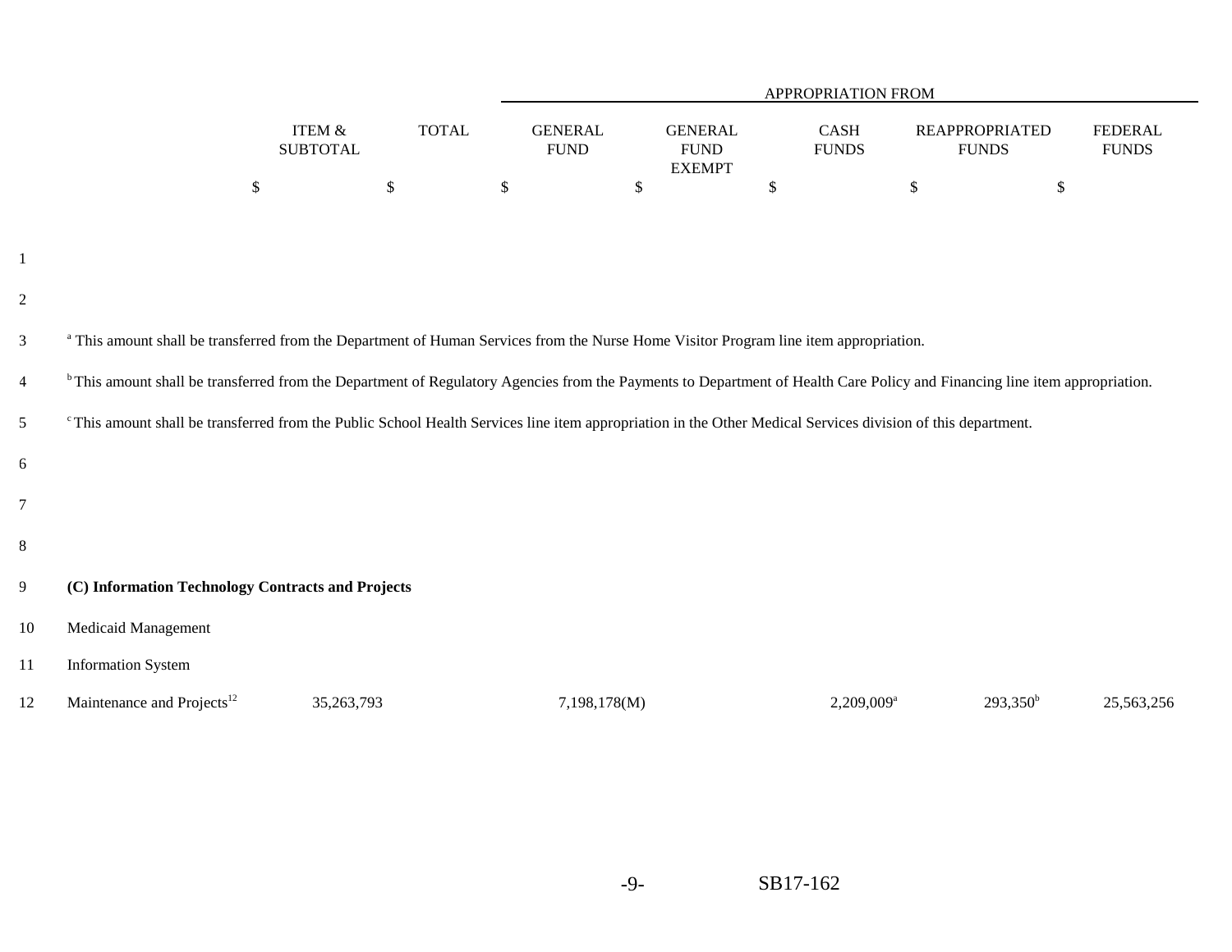| | ITEM & SUBTOTAL | TOTAL | APPROPRIATION FROM GENERAL FUND | GENERAL FUND EXEMPT | CASH FUNDS | REAPPROPRIATED FUNDS | FEDERAL FUNDS |
|---|---|---|---|---|---|---|---|
| | $ | $ | $ | $ | $ | $ | $ |

[a] This amount shall be transferred from the Department of Human Services from the Nurse Home Visitor Program line item appropriation.

[b] This amount shall be transferred from the Department of Regulatory Agencies from the Payments to Department of Health Care Policy and Financing line item appropriation.

[c] This amount shall be transferred from the Public School Health Services line item appropriation in the Other Medical Services division of this department.

**(C) Information Technology Contracts and Projects**

| | ITEM & SUBTOTAL | TOTAL | GENERAL FUND | GENERAL FUND EXEMPT | CASH FUNDS | REAPPROPRIATED FUNDS | FEDERAL FUNDS |
|---|---|---|---|---|---|---|---|
| Medicaid Management Information System Maintenance and Projects[12] | 35,263,793 | | 7,198,178(M) | | 2,209,009[a] | 293,350[b] | 25,563,256 |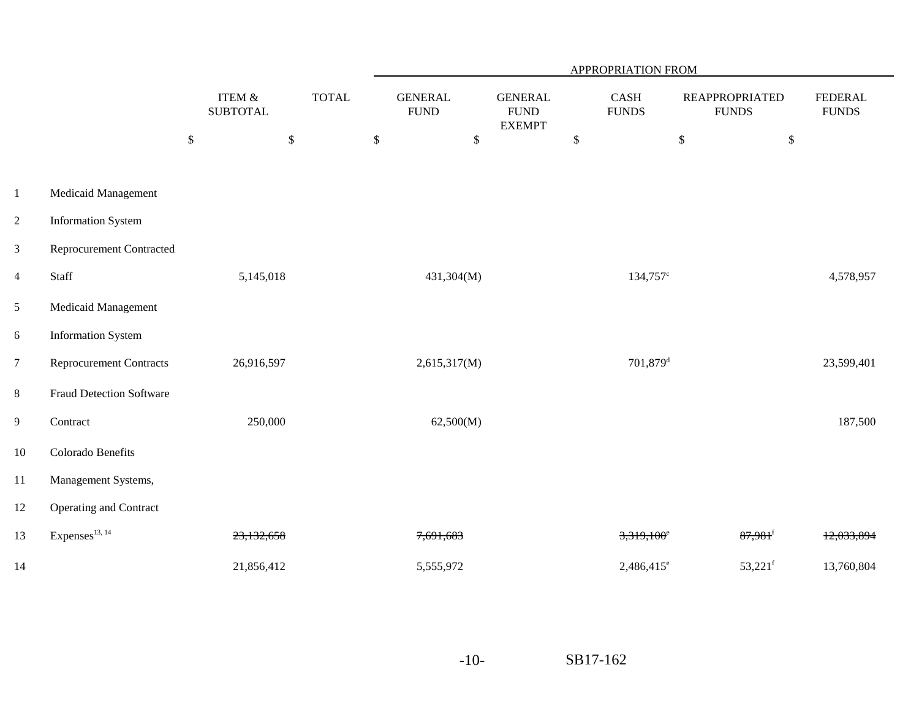| | | ITEM & SUBTOTAL | TOTAL | APPROPRIATION FROM | | | | |
|---|---|---|---|---|---|---|---|---|
| | | | | GENERAL FUND | GENERAL FUND EXEMPT | CASH FUNDS | REAPPROPRIATED FUNDS | FEDERAL FUNDS |
| | | $ | $ | $ | $ | $ | $ | $ |
| 1 | Medicaid Management | | | | | | | |
| 2 | Information System | | | | | | | |
| 3 | Reprocurement Contracted | | | | | | | |
| 4 | Staff | 5,145,018 | | 431,304(M) | | 134,757[c] | | 4,578,957 |
| 5 | Medicaid Management | | | | | | | |
| 6 | Information System | | | | | | | |
| 7 | Reprocurement Contracts | 26,916,597 | | 2,615,317(M) | | 701,879[d] | | 23,599,401 |
| 8 | Fraud Detection Software | | | | | | | |
| 9 | Contract | 250,000 | | 62,500(M) | | | | 187,500 |
| 10 | Colorado Benefits | | | | | | | |
| 11 | Management Systems, | | | | | | | |
| 12 | Operating and Contract | | | | | | | |
| 13 | Expenses[13, 14] | ~~23,132,658~~ | | ~~7,691,683~~ | | ~~3,319,100~~[e] | ~~87,981~~[f] | ~~12,033,894~~ |
| 14 | | 21,856,412 | | 5,555,972 | | 2,486,415[e] | 53,221[f] | 13,760,804 |

SB17-162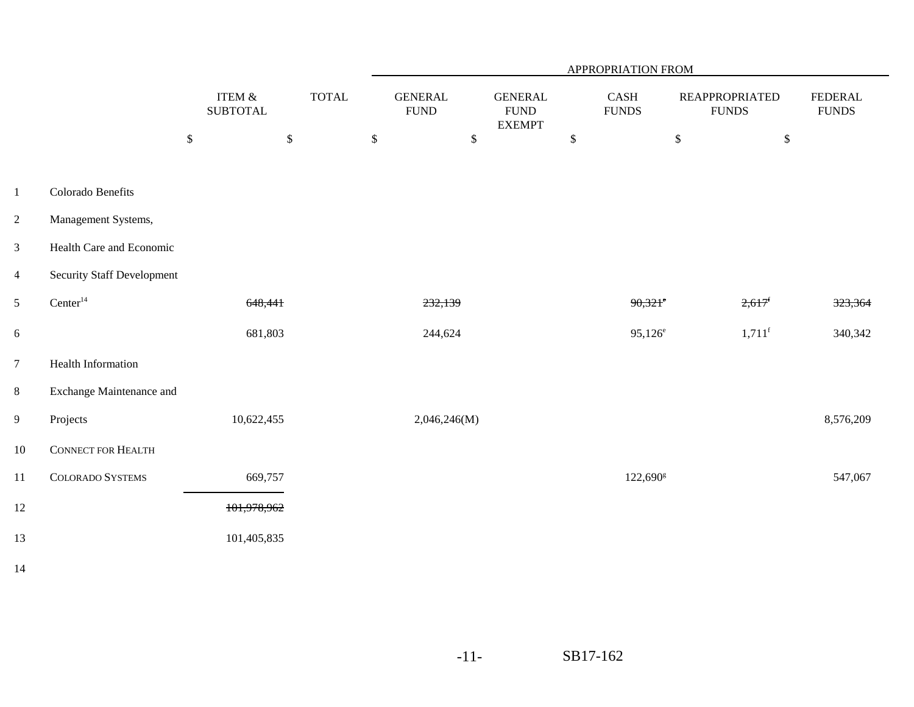| | ITEM & SUBTOTAL | TOTAL | APPROPRIATION FROM GENERAL FUND | GENERAL FUND EXEMPT | CASH FUNDS | REAPPROPRIATED FUNDS | FEDERAL FUNDS |
|---|---|---|---|---|---|---|---|
| | $ | $ | $ | $ | $ | $ | $ |
| Colorado Benefits Management Systems, Health Care and Economic Security Staff Development Center[14] | ~~648,441~~ | | ~~232,139~~ | | ~~90,321~~[e] | ~~2,617~~[f] | ~~323,364~~ |
| | 681,803 | | 244,624 | | 95,126[e] | 1,711[f] | 340,342 |
| Health Information Exchange Maintenance and Projects | 10,622,455 | | 2,046,246(M) | | | | 8,576,209 |
| CONNECT FOR HEALTH COLORADO SYSTEMS | 669,757 | | | | 122,690[g] | | 547,067 |
| | ~~101,978,962~~ | | | | | | |
| | 101,405,835 | | | | | | |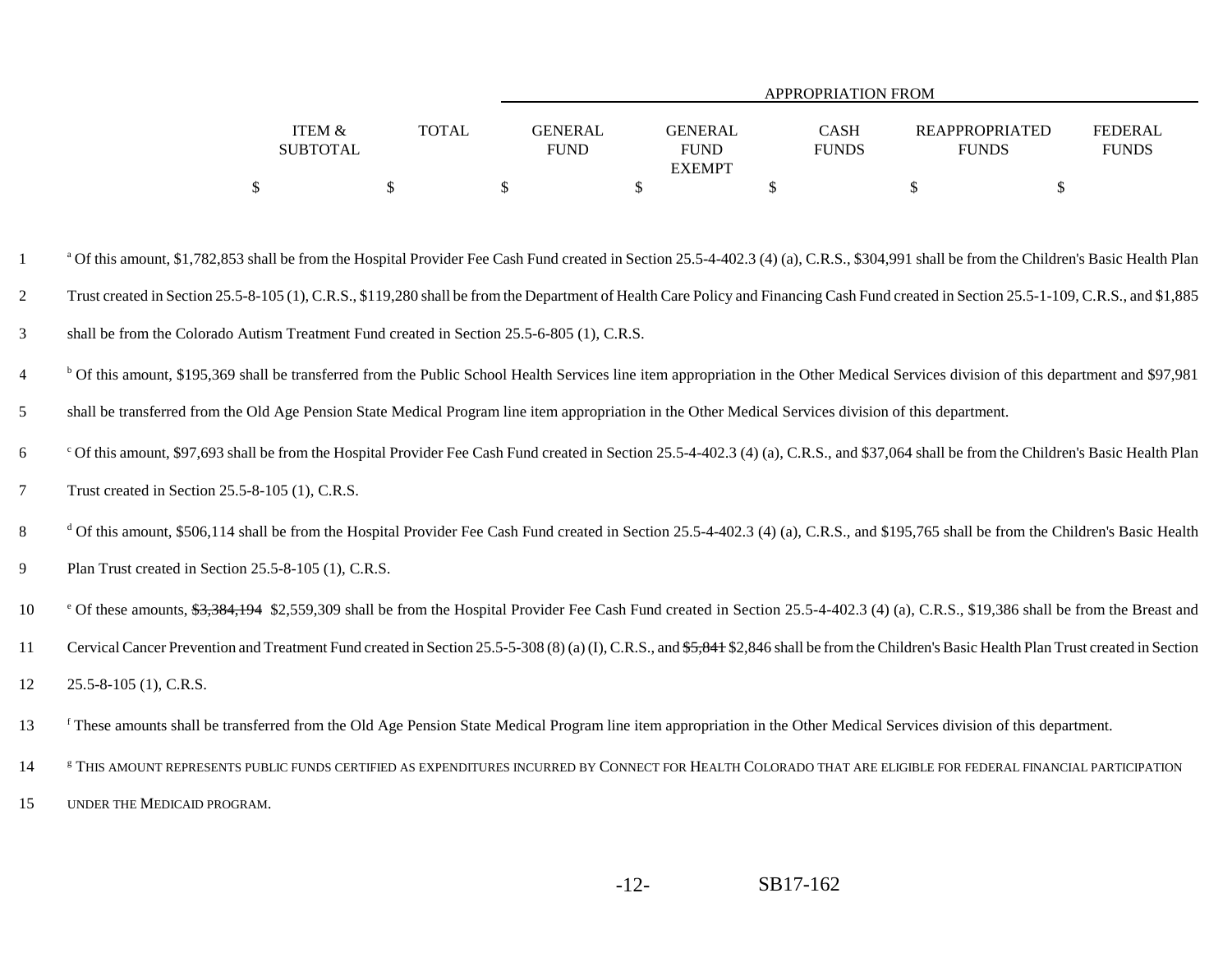| ITEM & SUBTOTAL | TOTAL | APPROPRIATION FROM | | | | |
|---|---|---|---|---|---|---|
| | | GENERAL FUND | GENERAL FUND EXEMPT | CASH FUNDS | REAPPROPRIATED FUNDS | FEDERAL FUNDS |
| $ | $ | $ | $ | $ | $ | $ |

[a] Of this amount, $1,782,853 shall be from the Hospital Provider Fee Cash Fund created in Section 25.5-4-402.3 (4) (a), C.R.S., $304,991 shall be from the Children's Basic Health Plan Trust created in Section 25.5-8-105 (1), C.R.S., $119,280 shall be from the Department of Health Care Policy and Financing Cash Fund created in Section 25.5-1-109, C.R.S., and $1,885 shall be from the Colorado Autism Treatment Fund created in Section 25.5-6-805 (1), C.R.S.

[b] Of this amount, $195,369 shall be transferred from the Public School Health Services line item appropriation in the Other Medical Services division of this department and $97,981 shall be transferred from the Old Age Pension State Medical Program line item appropriation in the Other Medical Services division of this department.

[c] Of this amount, $97,693 shall be from the Hospital Provider Fee Cash Fund created in Section 25.5-4-402.3 (4) (a), C.R.S., and $37,064 shall be from the Children's Basic Health Plan Trust created in Section 25.5-8-105 (1), C.R.S.

[d] Of this amount, $506,114 shall be from the Hospital Provider Fee Cash Fund created in Section 25.5-4-402.3 (4) (a), C.R.S., and $195,765 shall be from the Children's Basic Health Plan Trust created in Section 25.5-8-105 (1), C.R.S.

[e] Of these amounts, ~~$3,384,194~~ $2,559,309 shall be from the Hospital Provider Fee Cash Fund created in Section 25.5-4-402.3 (4) (a), C.R.S., $19,386 shall be from the Breast and Cervical Cancer Prevention and Treatment Fund created in Section 25.5-5-308 (8) (a) (I), C.R.S., and ~~$5,841~~ $2,846 shall be from the Children's Basic Health Plan Trust created in Section 25.5-8-105 (1), C.R.S.

[f] These amounts shall be transferred from the Old Age Pension State Medical Program line item appropriation in the Other Medical Services division of this department.

[g] THIS AMOUNT REPRESENTS PUBLIC FUNDS CERTIFIED AS EXPENDITURES INCURRED BY CONNECT FOR HEALTH COLORADO THAT ARE ELIGIBLE FOR FEDERAL FINANCIAL PARTICIPATION UNDER THE MEDICAID PROGRAM.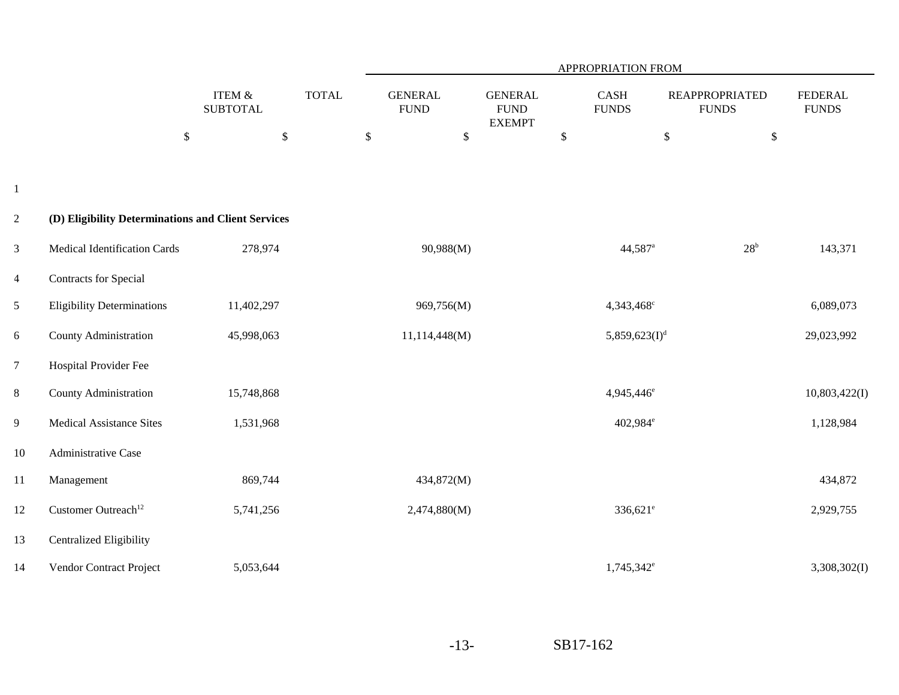| | ITEM & SUBTOTAL | TOTAL | APPROPRIATION FROM GENERAL FUND | GENERAL FUND EXEMPT | CASH FUNDS | REAPPROPRIATED FUNDS | FEDERAL FUNDS |
|---|---|---|---|---|---|---|---|
| | $ | $ | $ | $ | $ | $ | $ |
| **(D) Eligibility Determinations and Client Services** | | | | | | | |
| Medical Identification Cards | 278,974 | | 90,988(M) | | 44,587[a] | 28[b] | 143,371 |
| Contracts for Special Eligibility Determinations | 11,402,297 | | 969,756(M) | | 4,343,468[c] | | 6,089,073 |
| County Administration | 45,998,063 | | 11,114,448(M) | | 5,859,623(I)[d] | | 29,023,992 |
| Hospital Provider Fee County Administration | 15,748,868 | | | | 4,945,446[e] | | 10,803,422(I) |
| Medical Assistance Sites | 1,531,968 | | | | 402,984[e] | | 1,128,984 |
| Administrative Case Management | 869,744 | | 434,872(M) | | | | 434,872 |
| Customer Outreach[12] | 5,741,256 | | 2,474,880(M) | | 336,621[e] | | 2,929,755 |
| Centralized Eligibility Vendor Contract Project | 5,053,644 | | | | 1,745,342[e] | | 3,308,302(I) |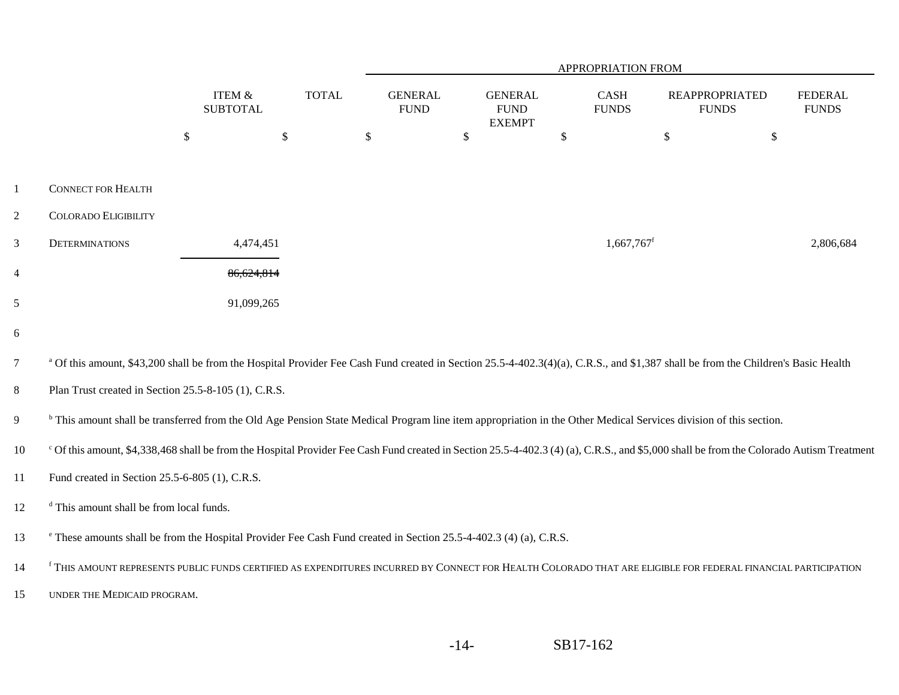| | ITEM & SUBTOTAL | TOTAL | APPROPRIATION FROM GENERAL FUND | GENERAL FUND EXEMPT | CASH FUNDS | REAPPROPRIATED FUNDS | FEDERAL FUNDS |
|---|---|---|---|---|---|---|---|
| | $ | $ | $ | $ | $ | $ | $ |
| CONNECT FOR HEALTH COLORADO ELIGIBILITY DETERMINATIONS | 4,474,451 | | | | 1,667,767[f] | | 2,806,684 |
| | ~~86,624,814~~ | | | | | | |
| | 91,099,265 | | | | | | |

[a] Of this amount, $43,200 shall be from the Hospital Provider Fee Cash Fund created in Section 25.5-4-402.3(4)(a), C.R.S., and $1,387 shall be from the Children's Basic Health Plan Trust created in Section 25.5-8-105 (1), C.R.S.

[b] This amount shall be transferred from the Old Age Pension State Medical Program line item appropriation in the Other Medical Services division of this section.

[c] Of this amount, $4,338,468 shall be from the Hospital Provider Fee Cash Fund created in Section 25.5-4-402.3 (4) (a), C.R.S., and $5,000 shall be from the Colorado Autism Treatment Fund created in Section 25.5-6-805 (1), C.R.S.

[d] This amount shall be from local funds.

[e] These amounts shall be from the Hospital Provider Fee Cash Fund created in Section 25.5-4-402.3 (4) (a), C.R.S.

[f] THIS AMOUNT REPRESENTS PUBLIC FUNDS CERTIFIED AS EXPENDITURES INCURRED BY CONNECT FOR HEALTH COLORADO THAT ARE ELIGIBLE FOR FEDERAL FINANCIAL PARTICIPATION UNDER THE MEDICAID PROGRAM.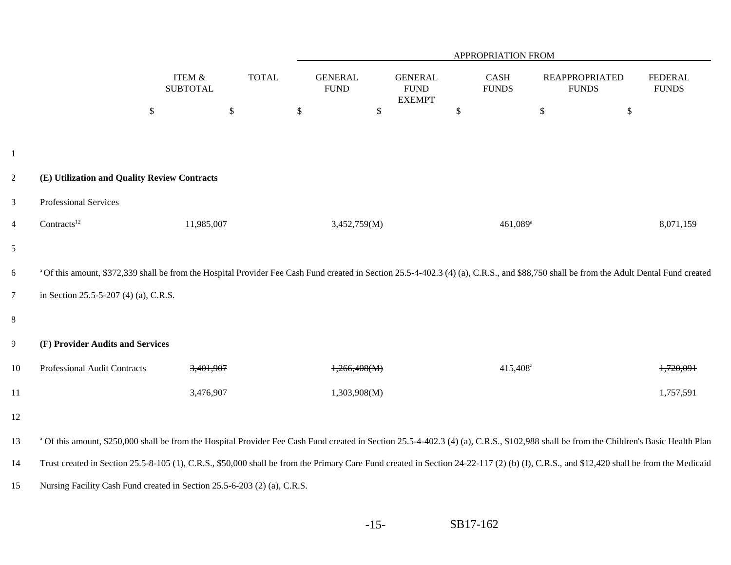| | ITEM & SUBTOTAL | TOTAL | GENERAL FUND | GENERAL FUND EXEMPT | CASH FUNDS | REAPPROPRIATED FUNDS | FEDERAL FUNDS |
|---|---|---|---|---|---|---|---|
| | | | APPROPRIATION FROM | | | | |
| | $ | $ | $ | $ | $ | $ | $ |
| **(E) Utilization and Quality Review Contracts** | | | | | | | |
| Professional Services Contracts[12] | 11,985,007 | | 3,452,759(M) | | 461,089[a] | | 8,071,159 |

[a] Of this amount, $372,339 shall be from the Hospital Provider Fee Cash Fund created in Section 25.5-4-402.3 (4) (a), C.R.S., and $88,750 shall be from the Adult Dental Fund created in Section 25.5-5-207 (4) (a), C.R.S.

| | ITEM & SUBTOTAL | TOTAL | GENERAL FUND | GENERAL FUND EXEMPT | CASH FUNDS | REAPPROPRIATED FUNDS | FEDERAL FUNDS |
|---|---|---|---|---|---|---|---|
| **(F) Provider Audits and Services** | | | | | | | |
| Professional Audit Contracts | ~~3,401,907~~ | | ~~1,266,408(M)~~ | | 415,408[a] | | ~~1,720,091~~ |
| | 3,476,907 | | 1,303,908(M) | | | | 1,757,591 |

[a] Of this amount, $250,000 shall be from the Hospital Provider Fee Cash Fund created in Section 25.5-4-402.3 (4) (a), C.R.S., $102,988 shall be from the Children's Basic Health Plan Trust created in Section 25.5-8-105 (1), C.R.S., $50,000 shall be from the Primary Care Fund created in Section 24-22-117 (2) (b) (I), C.R.S., and $12,420 shall be from the Medicaid Nursing Facility Cash Fund created in Section 25.5-6-203 (2) (a), C.R.S.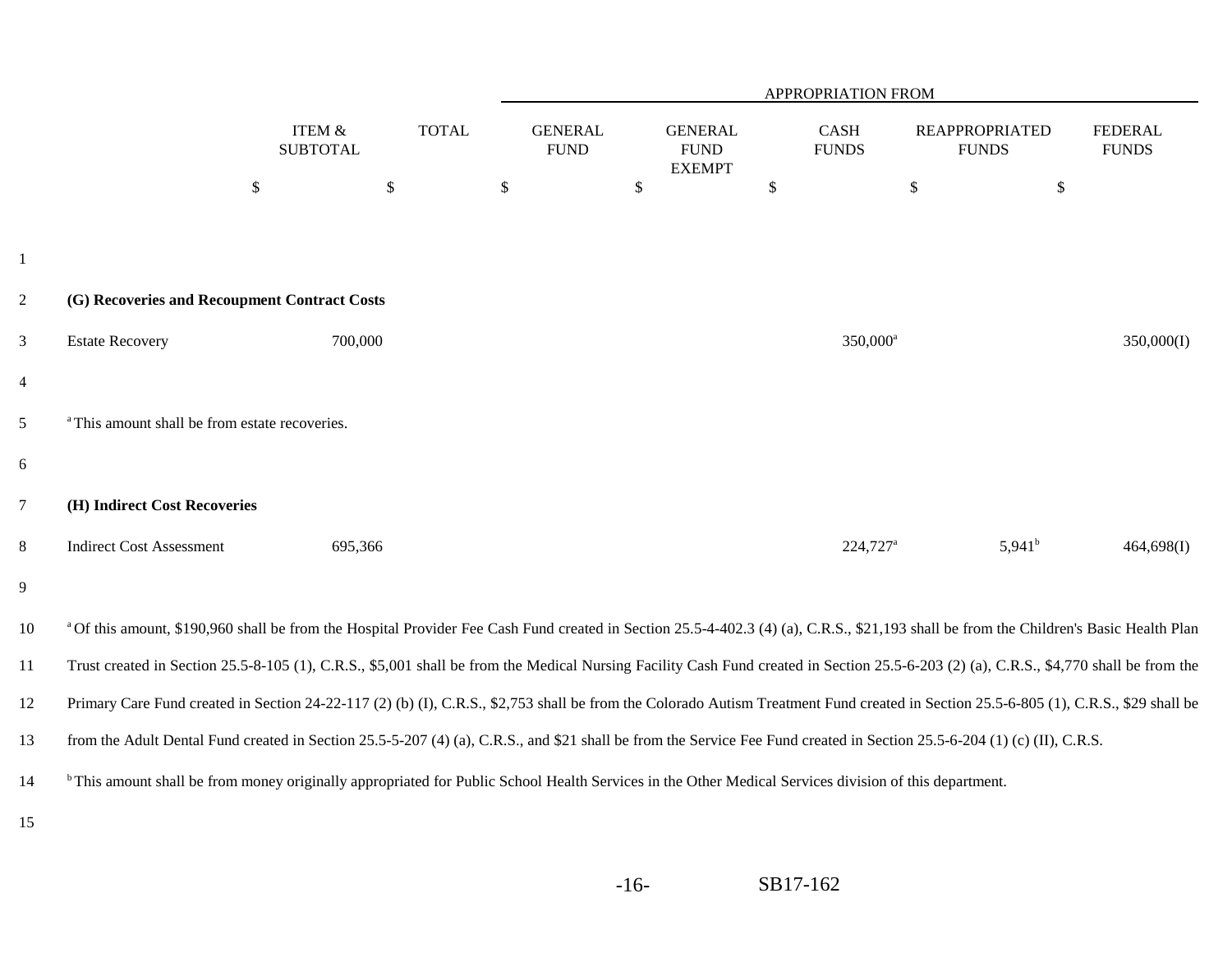| | ITEM & SUBTOTAL | TOTAL | APPROPRIATION FROM GENERAL FUND | GENERAL FUND EXEMPT | CASH FUNDS | REAPPROPRIATED FUNDS | FEDERAL FUNDS |
|---|---|---|---|---|---|---|---|
| | $ | $ | $ | $ | $ | $ | $ |
| **(G) Recoveries and Recoupment Contract Costs** | | | | | | | |
| Estate Recovery | 700,000 | | | | 350,000[a] | | 350,000(I) |

[a] This amount shall be from estate recoveries.

| | ITEM & SUBTOTAL | TOTAL | GENERAL FUND | GENERAL FUND EXEMPT | CASH FUNDS | REAPPROPRIATED FUNDS | FEDERAL FUNDS |
|---|---|---|---|---|---|---|---|
| **(H) Indirect Cost Recoveries** | | | | | | | |
| Indirect Cost Assessment | 695,366 | | | | 224,727[a] | 5,941[b] | 464,698(I) |

[a] Of this amount, $190,960 shall be from the Hospital Provider Fee Cash Fund created in Section 25.5-4-402.3 (4) (a), C.R.S., $21,193 shall be from the Children's Basic Health Plan Trust created in Section 25.5-8-105 (1), C.R.S., $5,001 shall be from the Medical Nursing Facility Cash Fund created in Section 25.5-6-203 (2) (a), C.R.S., $4,770 shall be from the Primary Care Fund created in Section 24-22-117 (2) (b) (I), C.R.S., $2,753 shall be from the Colorado Autism Treatment Fund created in Section 25.5-6-805 (1), C.R.S., $29 shall be from the Adult Dental Fund created in Section 25.5-5-207 (4) (a), C.R.S., and $21 shall be from the Service Fee Fund created in Section 25.5-6-204 (1) (c) (II), C.R.S.

[b] This amount shall be from money originally appropriated for Public School Health Services in the Other Medical Services division of this department.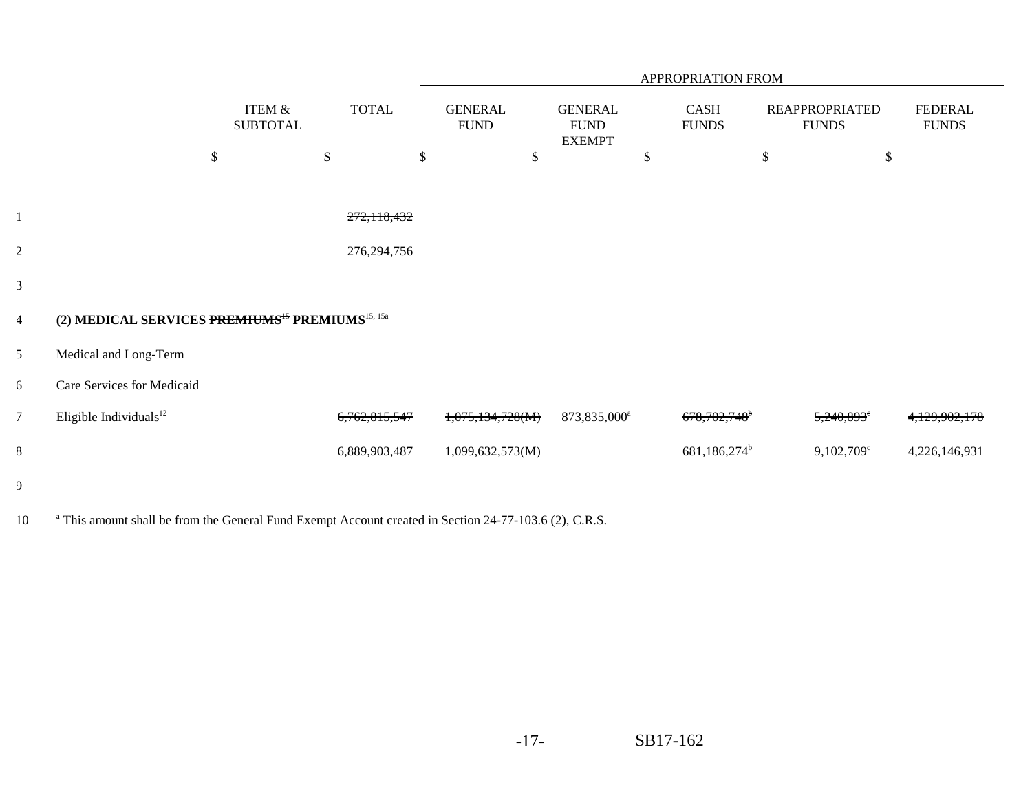| | ITEM & SUBTOTAL | TOTAL | GENERAL FUND | GENERAL FUND EXEMPT | CASH FUNDS | REAPPROPRIATED FUNDS | FEDERAL FUNDS |
|---|---|---|---|---|---|---|---|
| | | | APPROPRIATION FROM | | | | |
| | $ | $ | $ | $ | $ | $ | $ |
| | | ~~272,118,432~~ | | | | | |
| | | 276,294,756 | | | | | |
| **(2) MEDICAL SERVICES ~~PREMIUMS[15]~~ PREMIUMS[15, 15a]** | | | | | | | |
| Medical and Long-Term Care Services for Medicaid Eligible Individuals[12] | | ~~6,762,815,547~~ | ~~1,075,134,728(M)~~ | 873,835,000[a] | ~~678,702,748[b]~~ | ~~5,240,893[c]~~ | ~~4,129,902,178~~ |
| | | 6,889,903,487 | 1,099,632,573(M) | | 681,186,274[b] | 9,102,709[c] | 4,226,146,931 |

[a] This amount shall be from the General Fund Exempt Account created in Section 24-77-103.6 (2), C.R.S.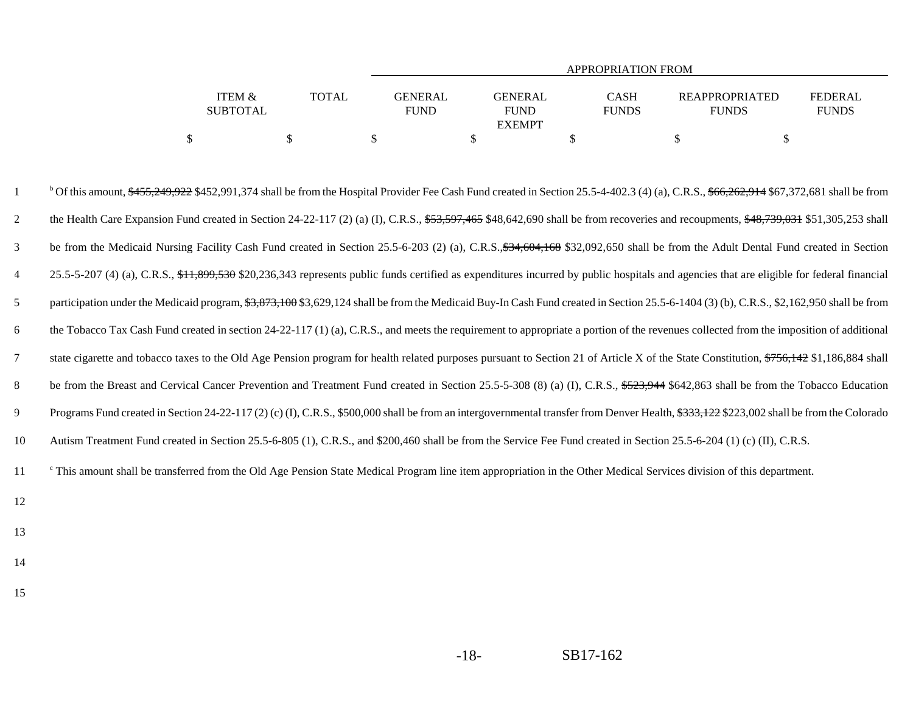| | ITEM & SUBTOTAL | TOTAL | APPROPRIATION FROM GENERAL FUND | GENERAL FUND EXEMPT | CASH FUNDS | REAPPROPRIATED FUNDS | FEDERAL FUNDS |
|---|---|---|---|---|---|---|---|
| | $ | $ | $ | $ | $ | $ | $ |

[b] Of this amount, ~~$455,249,922~~ $452,991,374 shall be from the Hospital Provider Fee Cash Fund created in Section 25.5-4-402.3 (4) (a), C.R.S., ~~$66,262,914~~ $67,372,681 shall be from the Health Care Expansion Fund created in Section 24-22-117 (2) (a) (I), C.R.S., ~~$53,597,465~~ $48,642,690 shall be from recoveries and recoupments, ~~$48,739,031~~ $51,305,253 shall be from the Medicaid Nursing Facility Cash Fund created in Section 25.5-6-203 (2) (a), C.R.S.,~~$34,604,168~~ $32,092,650 shall be from the Adult Dental Fund created in Section 25.5-5-207 (4) (a), C.R.S., ~~$11,899,530~~ $20,236,343 represents public funds certified as expenditures incurred by public hospitals and agencies that are eligible for federal financial participation under the Medicaid program, ~~$3,873,100~~ $3,629,124 shall be from the Medicaid Buy-In Cash Fund created in Section 25.5-6-1404 (3) (b), C.R.S., $2,162,950 shall be from the Tobacco Tax Cash Fund created in section 24-22-117 (1) (a), C.R.S., and meets the requirement to appropriate a portion of the revenues collected from the imposition of additional state cigarette and tobacco taxes to the Old Age Pension program for health related purposes pursuant to Section 21 of Article X of the State Constitution, ~~$756,142~~ $1,186,884 shall be from the Breast and Cervical Cancer Prevention and Treatment Fund created in Section 25.5-5-308 (8) (a) (I), C.R.S., ~~$523,944~~ $642,863 shall be from the Tobacco Education Programs Fund created in Section 24-22-117 (2) (c) (I), C.R.S., $500,000 shall be from an intergovernmental transfer from Denver Health, ~~$333,122~~ $223,002 shall be from the Colorado Autism Treatment Fund created in Section 25.5-6-805 (1), C.R.S., and $200,460 shall be from the Service Fee Fund created in Section 25.5-6-204 (1) (c) (II), C.R.S.

[c] This amount shall be transferred from the Old Age Pension State Medical Program line item appropriation in the Other Medical Services division of this department.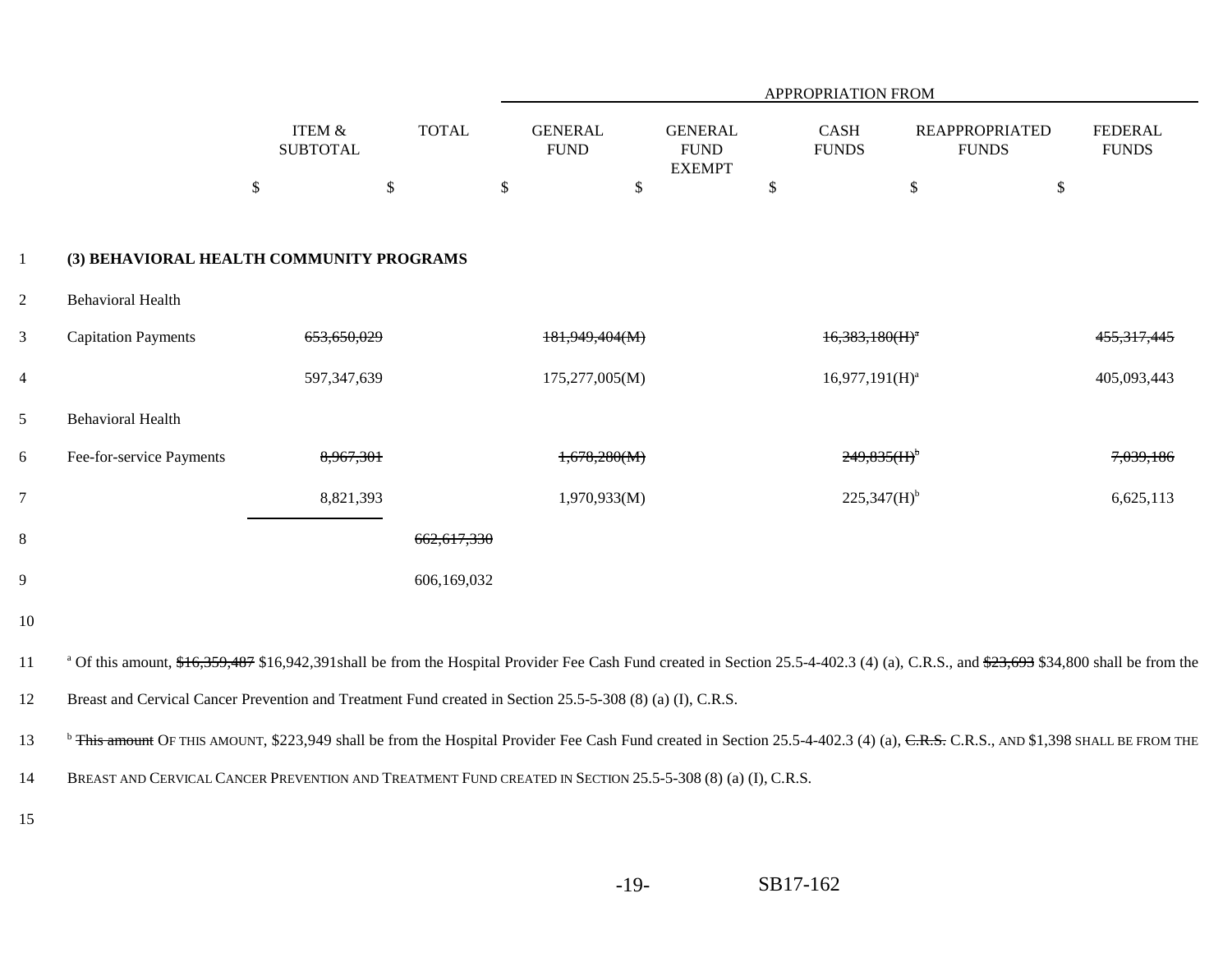| | ITEM & SUBTOTAL | TOTAL | APPROPRIATION FROM | | | | |
|---|---|---|---|---|---|---|---|
| | | | GENERAL FUND | GENERAL FUND EXEMPT | CASH FUNDS | REAPPROPRIATED FUNDS | FEDERAL FUNDS |
| | $ | $ | $ | $ | $ | $ | $ |
| **(3) BEHAVIORAL HEALTH COMMUNITY PROGRAMS** | | | | | | | |
| Behavioral Health | | | | | | | |
| Capitation Payments | ~~653,650,029~~ | | ~~181,949,404(M)~~ | | ~~16,383,180(H)[a]~~ | | ~~455,317,445~~ |
| | 597,347,639 | | 175,277,005(M) | | 16,977,191(H)[a] | | 405,093,443 |
| Behavioral Health | | | | | | | |
| Fee-for-service Payments | ~~8,967,301~~ | | ~~1,678,280(M)~~ | | ~~249,835(H)[b]~~ | | ~~7,039,186~~ |
| | 8,821,393 | | 1,970,933(M) | | 225,347(H)[b] | | 6,625,113 |
| | | ~~662,617,330~~ | | | | | |
| | | 606,169,032 | | | | | |

[a] Of this amount, ~~$16,359,487~~ $16,942,391shall be from the Hospital Provider Fee Cash Fund created in Section 25.5-4-402.3 (4) (a), C.R.S., and ~~$23,693~~ $34,800 shall be from the Breast and Cervical Cancer Prevention and Treatment Fund created in Section 25.5-5-308 (8) (a) (I), C.R.S.

[b] ~~This amount~~ OF THIS AMOUNT, $223,949 shall be from the Hospital Provider Fee Cash Fund created in Section 25.5-4-402.3 (4) (a), ~~C.R.S.~~ C.R.S., AND $1,398 SHALL BE FROM THE BREAST AND CERVICAL CANCER PREVENTION AND TREATMENT FUND CREATED IN SECTION 25.5-5-308 (8) (a) (I), C.R.S.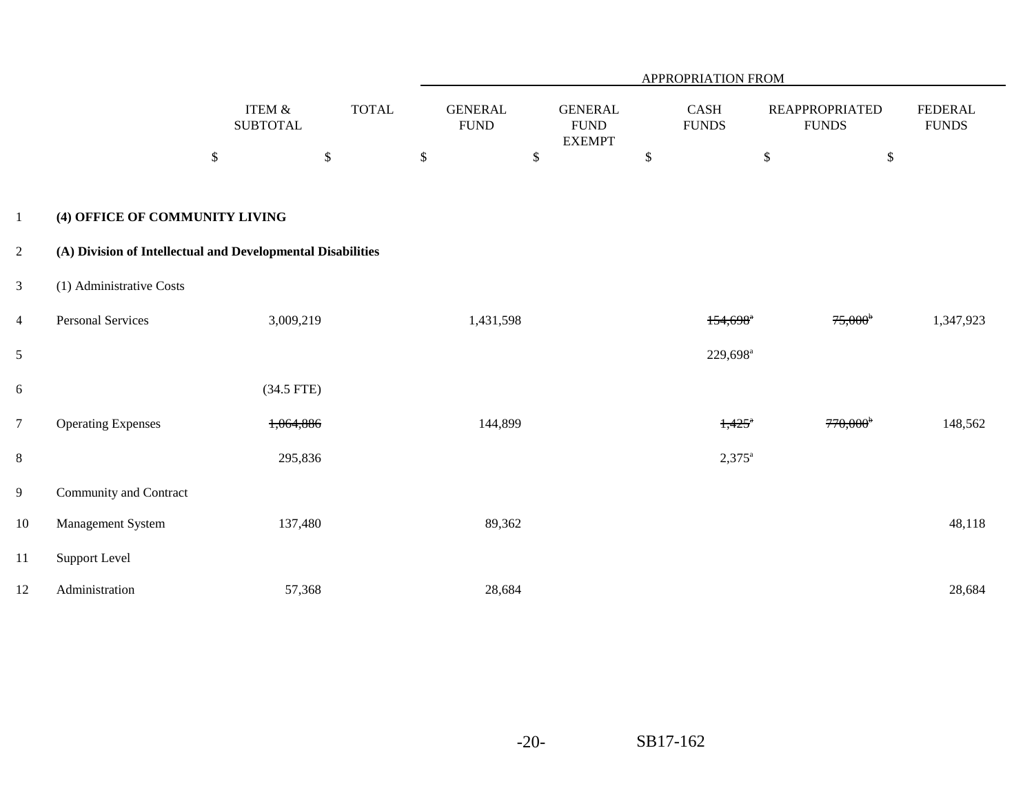| | | | APPROPRIATION FROM | | | | |
|---|---|---|---|---|---|---|---|
| | ITEM & SUBTOTAL | TOTAL | GENERAL FUND | GENERAL FUND EXEMPT | CASH FUNDS | REAPPROPRIATED FUNDS | FEDERAL FUNDS |
| | $ | $ | $ | $ | $ | $ | $ |
| **(4) OFFICE OF COMMUNITY LIVING** | | | | | | | |
| **(A) Division of Intellectual and Developmental Disabilities** | | | | | | | |
| (1) Administrative Costs | | | | | | | |
| Personal Services | 3,009,219 | | 1,431,598 | | ~~154,698~~[a] | ~~75,000~~[b] | 1,347,923 |
| | | | | | 229,698[a] | | |
| | (34.5 FTE) | | | | | | |
| Operating Expenses | ~~1,064,886~~ | | 144,899 | | ~~1,425~~[a] | ~~770,000~~[b] | 148,562 |
| | 295,836 | | | | 2,375[a] | | |
| Community and Contract Management System | 137,480 | | 89,362 | | | | 48,118 |
| Support Level Administration | 57,368 | | 28,684 | | | | 28,684 |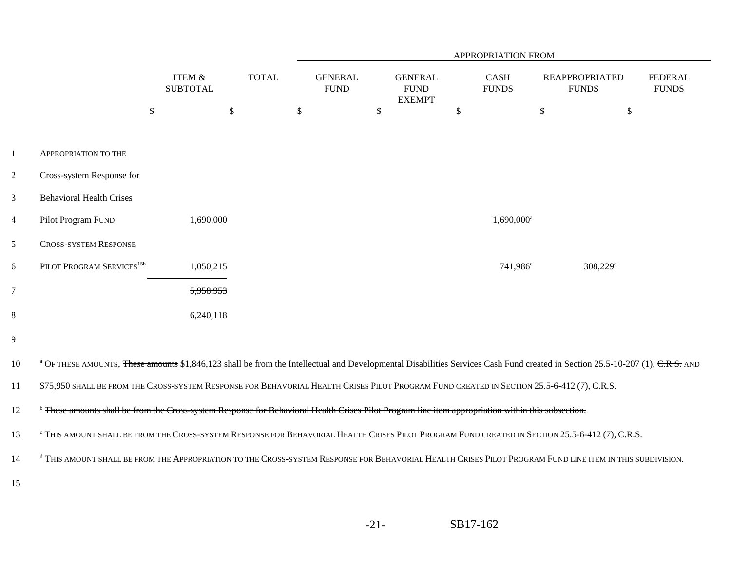| | ITEM & SUBTOTAL | TOTAL | APPROPRIATION FROM GENERAL FUND | GENERAL FUND EXEMPT | CASH FUNDS | REAPPROPRIATED FUNDS | FEDERAL FUNDS |
|---|---|---|---|---|---|---|---|
| | $ | $ | $ | $ | $ | $ | $ |
| APPROPRIATION TO THE Cross-system Response for Behavioral Health Crises Pilot Program FUND | 1,690,000 | | | | 1,690,000[a] | | |
| CROSS-SYSTEM RESPONSE PILOT PROGRAM SERVICES[15b] | 1,050,215 | | | | 741,986[c] | 308,229[d] | |
| | ~~5,958,953~~ | | | | | | |
| | 6,240,118 | | | | | | |

[a] OF THESE AMOUNTS, ~~These amounts~~ $1,846,123 shall be from the Intellectual and Developmental Disabilities Services Cash Fund created in Section 25.5-10-207 (1), ~~C.R.S.~~ AND $75,950 SHALL BE FROM THE CROSS-SYSTEM RESPONSE FOR BEHAVORIAL HEALTH CRISES PILOT PROGRAM FUND CREATED IN SECTION 25.5-6-412 (7), C.R.S.

~~[b] These amounts shall be from the Cross-system Response for Behavioral Health Crises Pilot Program line item appropriation within this subsection.~~

[c] THIS AMOUNT SHALL BE FROM THE CROSS-SYSTEM RESPONSE FOR BEHAVORIAL HEALTH CRISES PILOT PROGRAM FUND CREATED IN SECTION 25.5-6-412 (7), C.R.S.

[d] THIS AMOUNT SHALL BE FROM THE APPROPRIATION TO THE CROSS-SYSTEM RESPONSE FOR BEHAVORIAL HEALTH CRISES PILOT PROGRAM FUND LINE ITEM IN THIS SUBDIVISION.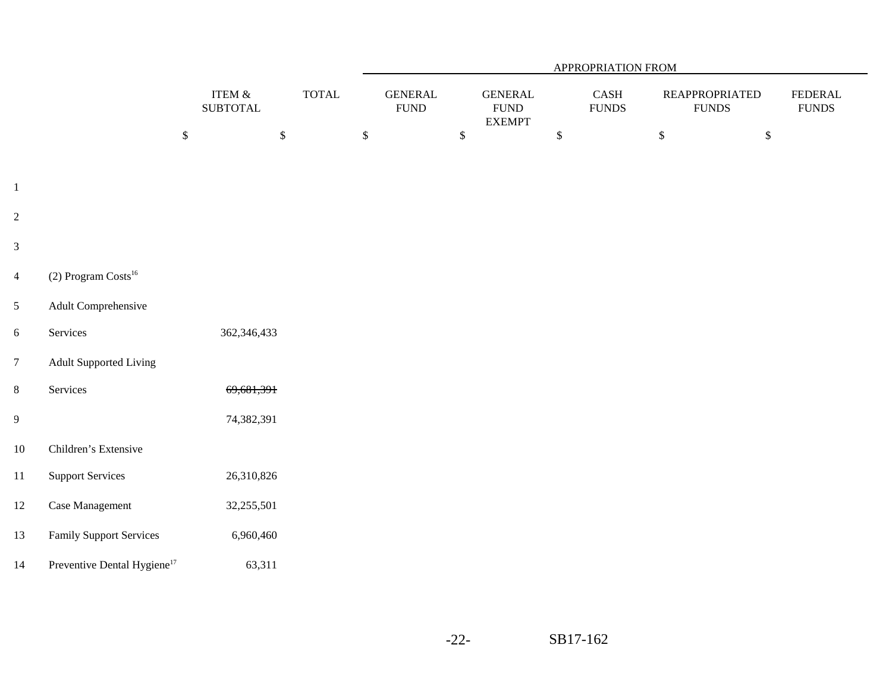| | ITEM & SUBTOTAL | TOTAL | APPROPRIATION FROM GENERAL FUND | GENERAL FUND EXEMPT | CASH FUNDS | REAPPROPRIATED FUNDS | FEDERAL FUNDS |
|---|---|---|---|---|---|---|---|
| | $ | $ | $ | $ | $ | $ | $ |
| (2) Program Costs[16] | | | | | | | |
| Adult Comprehensive Services | 362,346,433 | | | | | | |
| Adult Supported Living Services | ~~69,681,391~~ | | | | | | |
| | 74,382,391 | | | | | | |
| Children's Extensive Support Services | 26,310,826 | | | | | | |
| Case Management | 32,255,501 | | | | | | |
| Family Support Services | 6,960,460 | | | | | | |
| Preventive Dental Hygiene[17] | 63,311 | | | | | | |

SB17-162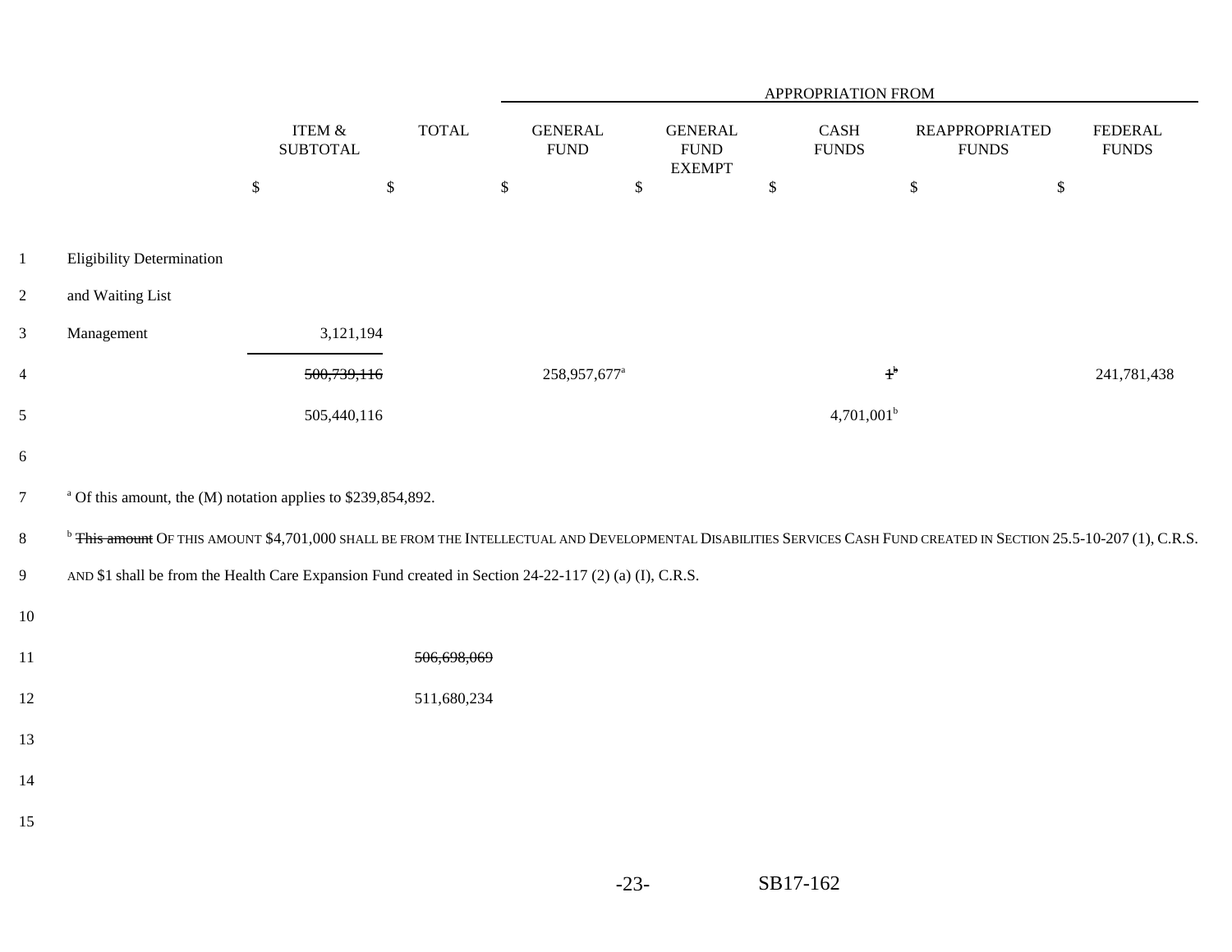| | ITEM & SUBTOTAL | TOTAL | APPROPRIATION FROM GENERAL FUND | GENERAL FUND EXEMPT | CASH FUNDS | REAPPROPRIATED FUNDS | FEDERAL FUNDS |
|---|---|---|---|---|---|---|---|
| | $ | $ | $ | $ | $ | $ | $ |
| Eligibility Determination and Waiting List Management | 3,121,194 | | | | | | |
| | ~~500,739,116~~ | | 258,957,677[a] | | ~~1[b]~~ | | 241,781,438 |
| | 505,440,116 | | | | 4,701,001[b] | | |

[a] Of this amount, the (M) notation applies to $239,854,892.

[b] ~~This amount~~ OF THIS AMOUNT $4,701,000 SHALL BE FROM THE INTELLECTUAL AND DEVELOPMENTAL DISABILITIES SERVICES CASH FUND CREATED IN SECTION 25.5-10-207 (1), C.R.S. AND $1 shall be from the Health Care Expansion Fund created in Section 24-22-117 (2) (a) (I), C.R.S.

| | ITEM & SUBTOTAL | TOTAL | GENERAL FUND | GENERAL FUND EXEMPT | CASH FUNDS | REAPPROPRIATED FUNDS | FEDERAL FUNDS |
|---|---|---|---|---|---|---|---|
| | | ~~506,698,069~~ | | | | | |
| | | 511,680,234 | | | | | |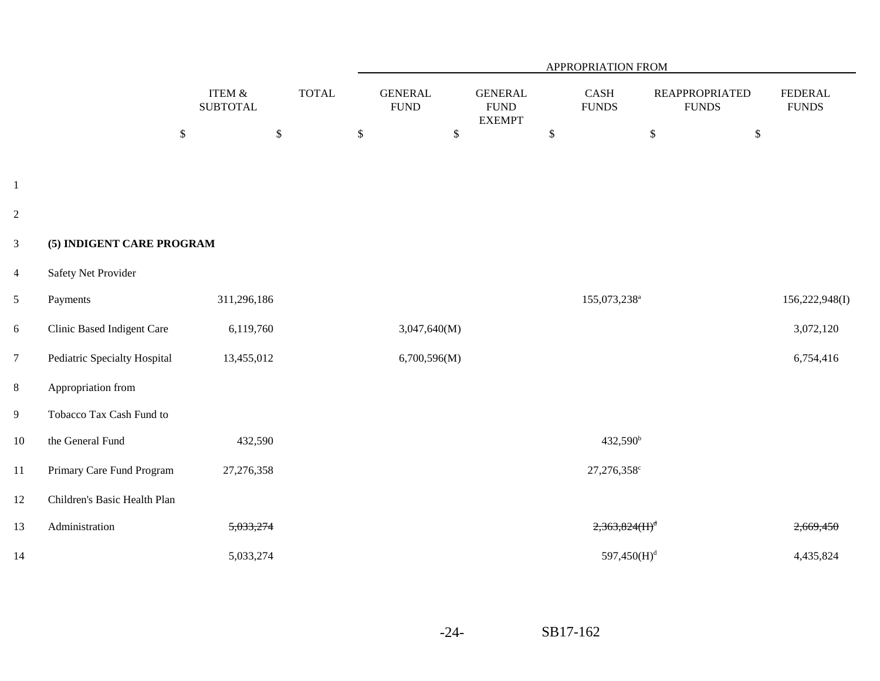| | ITEM & SUBTOTAL | TOTAL | APPROPRIATION FROM GENERAL FUND | GENERAL FUND EXEMPT | CASH FUNDS | REAPPROPRIATED FUNDS | FEDERAL FUNDS |
|---|---|---|---|---|---|---|---|
| | $ | $ | $ | $ | $ | $ | $ |
| **(5) INDIGENT CARE PROGRAM** | | | | | | | |
| Safety Net Provider Payments | 311,296,186 | | | | 155,073,238[a] | | 156,222,948(I) |
| Clinic Based Indigent Care | 6,119,760 | | 3,047,640(M) | | | | 3,072,120 |
| Pediatric Specialty Hospital | 13,455,012 | | 6,700,596(M) | | | | 6,754,416 |
| Appropriation from Tobacco Tax Cash Fund to the General Fund | 432,590 | | | | 432,590[b] | | |
| Primary Care Fund Program | 27,276,358 | | | | 27,276,358[c] | | |
| Children's Basic Health Plan Administration | ~~5,033,274~~ | | | | ~~2,363,824(H)[d]~~ | | ~~2,669,450~~ |
| | 5,033,274 | | | | 597,450(H)[d] | | 4,435,824 |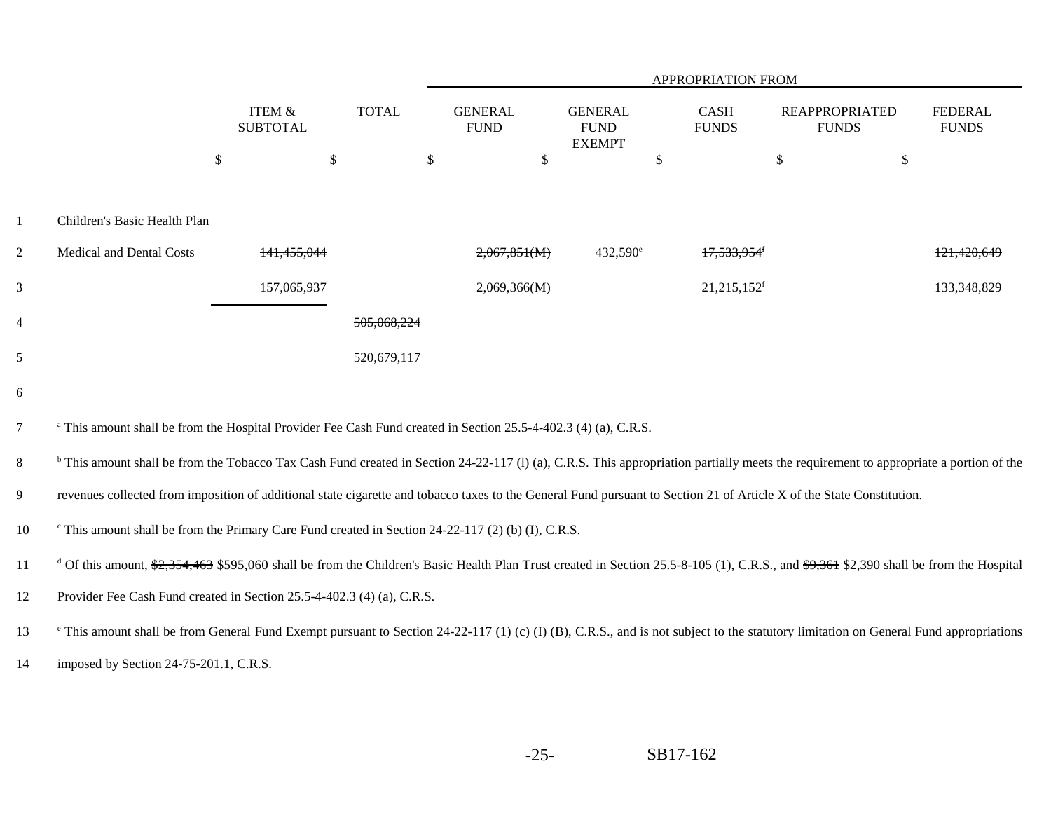| | ITEM & SUBTOTAL | TOTAL | APPROPRIATION FROM GENERAL FUND | GENERAL FUND EXEMPT | CASH FUNDS | REAPPROPRIATED FUNDS | FEDERAL FUNDS |
|---|---|---|---|---|---|---|---|
| | $ | $ | $ | $ | $ | $ | $ |
| Children's Basic Health Plan | | | | | | | |
| Medical and Dental Costs | ~~141,455,044~~ | | ~~2,067,851(M)~~ | 432,590[e] | ~~17,533,954~~[f] | | ~~121,420,649~~ |
| | 157,065,937 | | 2,069,366(M) | | 21,215,152[f] | | 133,348,829 |
| | | ~~505,068,224~~ | | | | | |
| | | 520,679,117 | | | | | |

[a] This amount shall be from the Hospital Provider Fee Cash Fund created in Section 25.5-4-402.3 (4) (a), C.R.S.

[b] This amount shall be from the Tobacco Tax Cash Fund created in Section 24-22-117 (l) (a), C.R.S. This appropriation partially meets the requirement to appropriate a portion of the revenues collected from imposition of additional state cigarette and tobacco taxes to the General Fund pursuant to Section 21 of Article X of the State Constitution.

[c] This amount shall be from the Primary Care Fund created in Section 24-22-117 (2) (b) (I), C.R.S.

[d] Of this amount, ~~$2,354,463~~ $595,060 shall be from the Children's Basic Health Plan Trust created in Section 25.5-8-105 (1), C.R.S., and ~~$9,361~~ $2,390 shall be from the Hospital Provider Fee Cash Fund created in Section 25.5-4-402.3 (4) (a), C.R.S.

[e] This amount shall be from General Fund Exempt pursuant to Section 24-22-117 (1) (c) (I) (B), C.R.S., and is not subject to the statutory limitation on General Fund appropriations imposed by Section 24-75-201.1, C.R.S.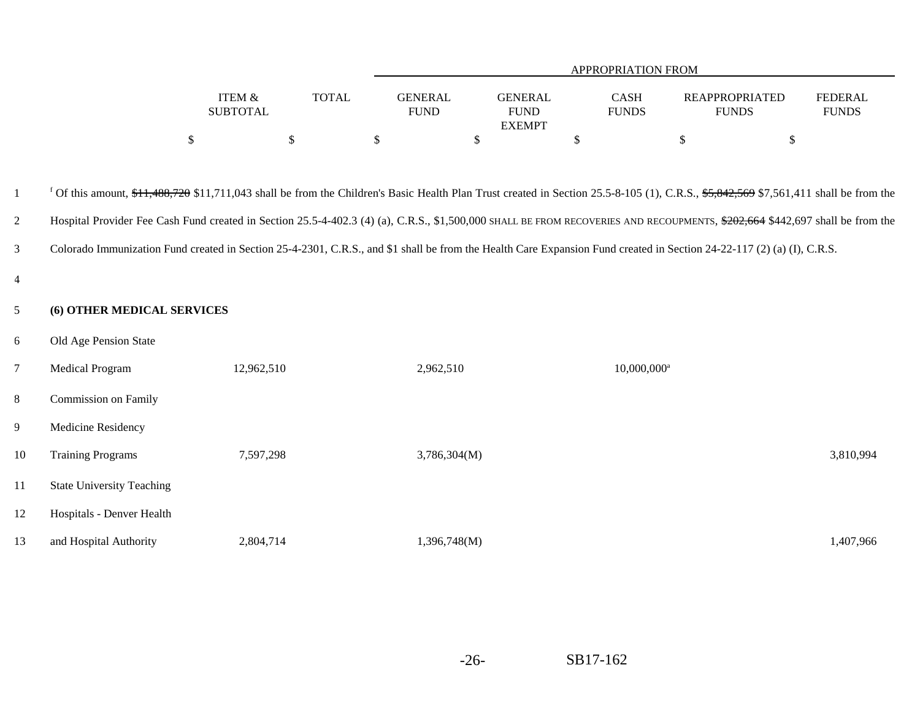| | ITEM & SUBTOTAL | TOTAL | APPROPRIATION FROM GENERAL FUND | GENERAL FUND EXEMPT | CASH FUNDS | REAPPROPRIATED FUNDS | FEDERAL FUNDS |
|---|---|---|---|---|---|---|---|
| | $ | $ | $ | $ | $ | $ | $ |

[f] Of this amount, ~~$11,488,720~~ $11,711,043 shall be from the Children's Basic Health Plan Trust created in Section 25.5-8-105 (1), C.R.S., ~~$5,842,569~~ $7,561,411 shall be from the Hospital Provider Fee Cash Fund created in Section 25.5-4-402.3 (4) (a), C.R.S., $1,500,000 SHALL BE FROM RECOVERIES AND RECOUPMENTS, ~~$202,664~~ $442,697 shall be from the Colorado Immunization Fund created in Section 25-4-2301, C.R.S., and $1 shall be from the Health Care Expansion Fund created in Section 24-22-117 (2) (a) (I), C.R.S.

**(6) OTHER MEDICAL SERVICES**

| | ITEM & SUBTOTAL | TOTAL | GENERAL FUND | GENERAL FUND EXEMPT | CASH FUNDS | REAPPROPRIATED FUNDS | FEDERAL FUNDS |
|---|---|---|---|---|---|---|---|
| Old Age Pension State Medical Program | 12,962,510 | | 2,962,510 | | 10,000,000[a] | | |
| Commission on Family Medicine Residency Training Programs | 7,597,298 | | 3,786,304(M) | | | | 3,810,994 |
| State University Teaching Hospitals - Denver Health and Hospital Authority | 2,804,714 | | 1,396,748(M) | | | | 1,407,966 |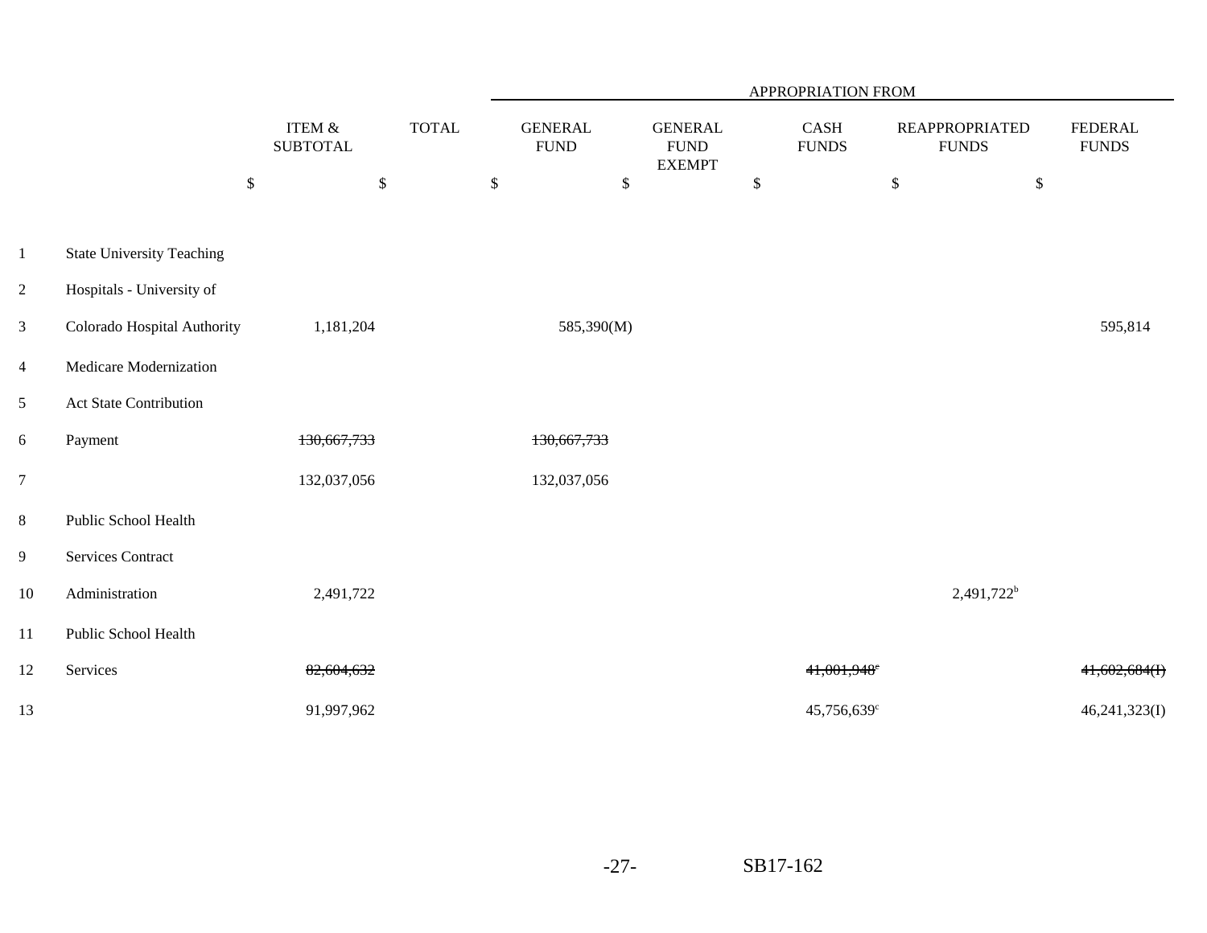| | ITEM & SUBTOTAL | TOTAL | APPROPRIATION FROM GENERAL FUND | GENERAL FUND EXEMPT | CASH FUNDS | REAPPROPRIATED FUNDS | FEDERAL FUNDS |
|---|---|---|---|---|---|---|---|
| | $ | $ | $ | $ | $ | $ | $ |
| State University Teaching Hospitals - University of Colorado Hospital Authority | 1,181,204 | | 585,390(M) | | | | 595,814 |
| Medicare Modernization Act State Contribution Payment | ~~130,667,733~~ | | ~~130,667,733~~ | | | | |
| | 132,037,056 | | 132,037,056 | | | | |
| Public School Health Services Contract Administration | 2,491,722 | | | | | 2,491,722[b] | |
| Public School Health Services | ~~82,604,632~~ | | | | ~~41,001,948~~[c] | | ~~41,602,684(I)~~ |
| | 91,997,962 | | | | 45,756,639[c] | | 46,241,323(I) |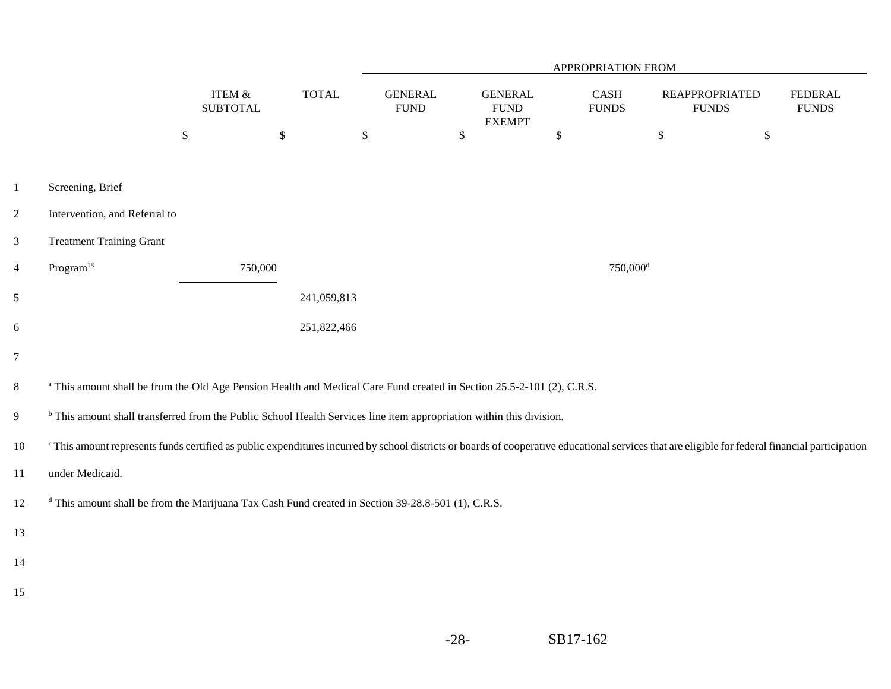| | ITEM & SUBTOTAL | TOTAL | APPROPRIATION FROM GENERAL FUND | GENERAL FUND EXEMPT | CASH FUNDS | REAPPROPRIATED FUNDS | FEDERAL FUNDS |
|---|---|---|---|---|---|---|---|
| | $ | $ | $ | $ | $ | $ | $ |
| Screening, Brief Intervention, and Referral to Treatment Training Grant Program[18] | 750,000 | | | | 750,000[d] | | |
| | | ~~241,059,813~~ | | | | | |
| | | 251,822,466 | | | | | |

[a] This amount shall be from the Old Age Pension Health and Medical Care Fund created in Section 25.5-2-101 (2), C.R.S.

[b] This amount shall transferred from the Public School Health Services line item appropriation within this division.

[c] This amount represents funds certified as public expenditures incurred by school districts or boards of cooperative educational services that are eligible for federal financial participation under Medicaid.

[d] This amount shall be from the Marijuana Tax Cash Fund created in Section 39-28.8-501 (1), C.R.S.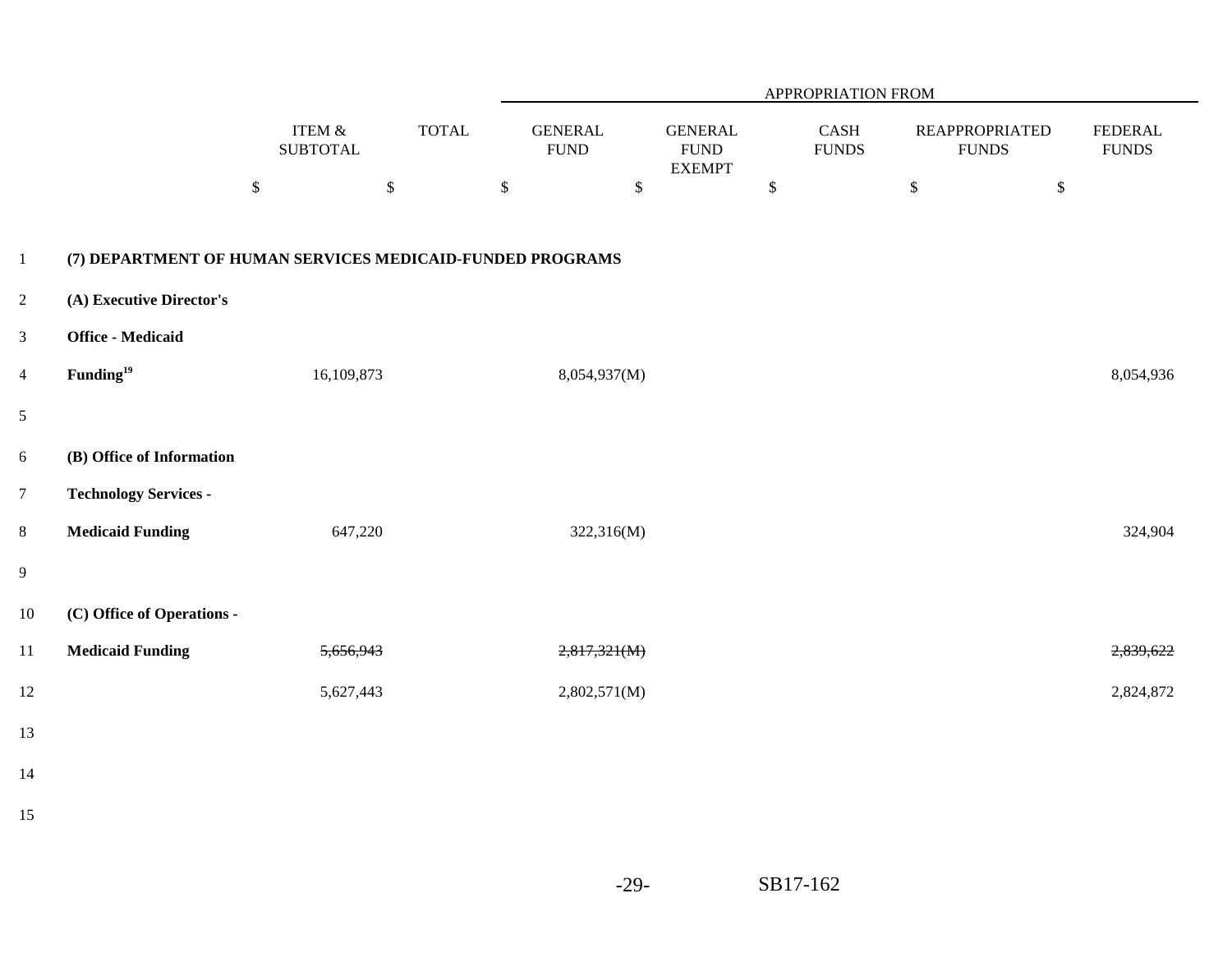| | ITEM & SUBTOTAL | TOTAL | APPROPRIATION FROM GENERAL FUND | GENERAL FUND EXEMPT | CASH FUNDS | REAPPROPRIATED FUNDS | FEDERAL FUNDS |
|---|---|---|---|---|---|---|---|
| | $ | $ | $ | $ | $ | $ | $ |
| **(7) DEPARTMENT OF HUMAN SERVICES MEDICAID-FUNDED PROGRAMS** | | | | | | | |
| **(A) Executive Director's Office - Medicaid Funding**[19] | 16,109,873 | | 8,054,937(M) | | | | 8,054,936 |
| **(B) Office of Information Technology Services - Medicaid Funding** | 647,220 | | 322,316(M) | | | | 324,904 |
| **(C) Office of Operations - Medicaid Funding** | ~~5,656,943~~ | | ~~2,817,321(M)~~ | | | | ~~2,839,622~~ |
| | 5,627,443 | | 2,802,571(M) | | | | 2,824,872 |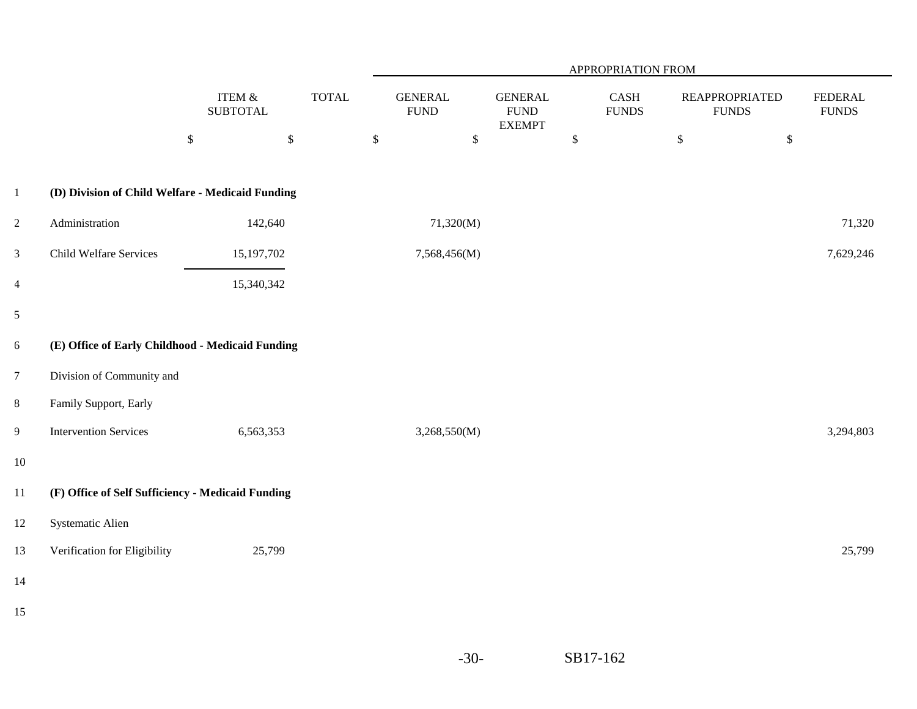| | ITEM & SUBTOTAL | TOTAL | APPROPRIATION FROM GENERAL FUND | GENERAL FUND EXEMPT | CASH FUNDS | REAPPROPRIATED FUNDS | FEDERAL FUNDS |
|---|---|---|---|---|---|---|---|
| | $ | $ | $ | $ | $ | $ | $ |
| **(D) Division of Child Welfare - Medicaid Funding** | | | | | | | |
| Administration | 142,640 | | 71,320(M) | | | | 71,320 |
| Child Welfare Services | 15,197,702 | | 7,568,456(M) | | | | 7,629,246 |
| | 15,340,342 | | | | | | |
| **(E) Office of Early Childhood - Medicaid Funding** | | | | | | | |
| Division of Community and Family Support, Early Intervention Services | 6,563,353 | | 3,268,550(M) | | | | 3,294,803 |
| **(F) Office of Self Sufficiency - Medicaid Funding** | | | | | | | |
| Systematic Alien Verification for Eligibility | 25,799 | | | | | | 25,799 |

SB17-162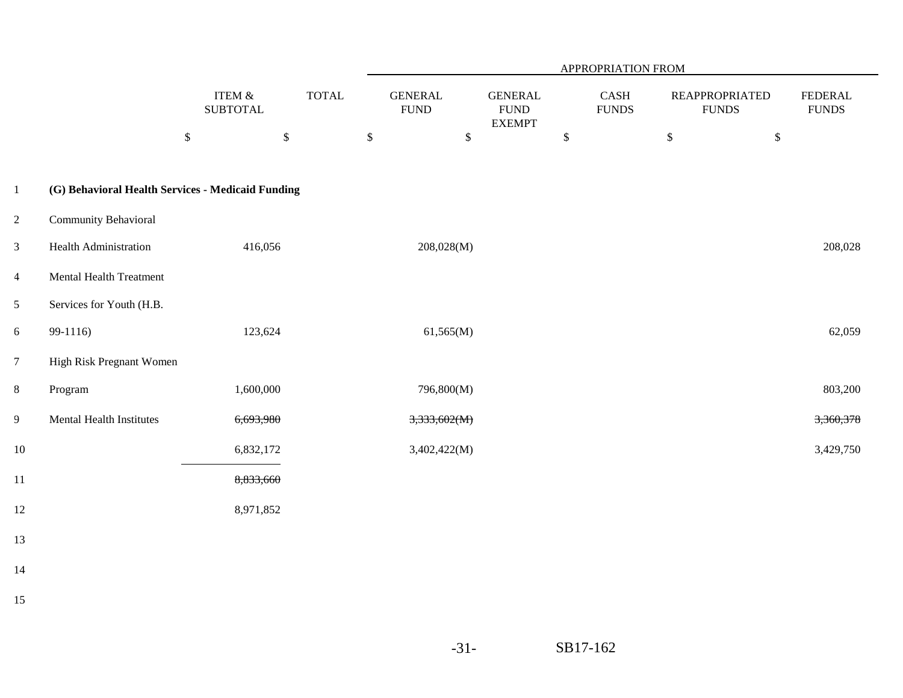| | ITEM & SUBTOTAL | TOTAL | APPROPRIATION FROM GENERAL FUND | GENERAL FUND EXEMPT | CASH FUNDS | REAPPROPRIATED FUNDS | FEDERAL FUNDS |
|---|---|---|---|---|---|---|---|
| | $ | $ | $ | $ | $ | $ | $ |
| **(G) Behavioral Health Services - Medicaid Funding** | | | | | | | |
| Community Behavioral Health Administration | 416,056 | | 208,028(M) | | | | 208,028 |
| Mental Health Treatment Services for Youth (H.B. 99-1116) | 123,624 | | 61,565(M) | | | | 62,059 |
| High Risk Pregnant Women Program | 1,600,000 | | 796,800(M) | | | | 803,200 |
| Mental Health Institutes | ~~6,693,980~~ | | ~~3,333,602(M)~~ | | | | ~~3,360,378~~ |
| | 6,832,172 | | 3,402,422(M) | | | | 3,429,750 |
| | ~~8,833,660~~ | | | | | | |
| | 8,971,852 | | | | | | |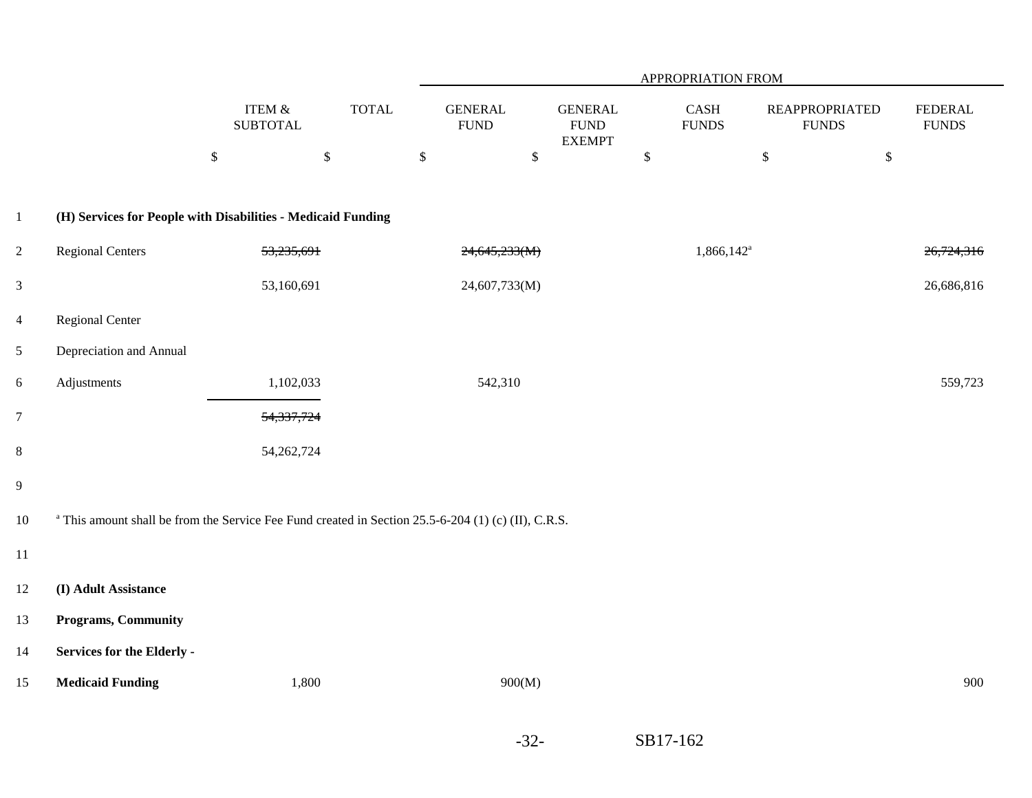| | ITEM & SUBTOTAL | TOTAL | APPROPRIATION FROM GENERAL FUND | GENERAL FUND EXEMPT | CASH FUNDS | REAPPROPRIATED FUNDS | FEDERAL FUNDS |
|---|---|---|---|---|---|---|---|
| | $ | $ | $ | $ | $ | $ | $ |
| **(H) Services for People with Disabilities - Medicaid Funding** | | | | | | | |
| Regional Centers | ~~53,235,691~~ | | ~~24,645,233(M)~~ | | 1,866,142[a] | | ~~26,724,316~~ |
| | 53,160,691 | | 24,607,733(M) | | | | 26,686,816 |
| Regional Center Depreciation and Annual Adjustments | 1,102,033 | | 542,310 | | | | 559,723 |
| | ~~54,337,724~~ | | | | | | |
| | 54,262,724 | | | | | | |

[a] This amount shall be from the Service Fee Fund created in Section 25.5-6-204 (1) (c) (II), C.R.S.

| | ITEM & SUBTOTAL | TOTAL | GENERAL FUND | GENERAL FUND EXEMPT | CASH FUNDS | REAPPROPRIATED FUNDS | FEDERAL FUNDS |
|---|---|---|---|---|---|---|---|
| **(I) Adult Assistance Programs, Community Services for the Elderly - Medicaid Funding** | 1,800 | | 900(M) | | | | 900 |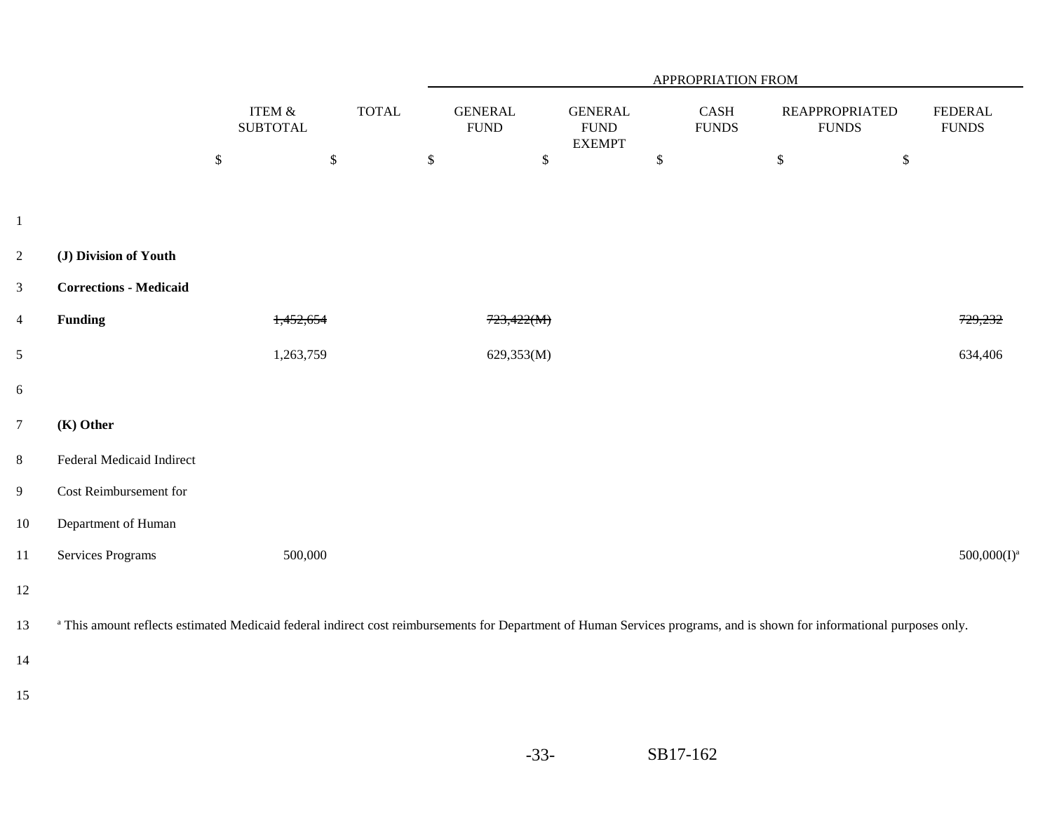| | ITEM & SUBTOTAL | TOTAL | APPROPRIATION FROM GENERAL FUND | GENERAL FUND EXEMPT | CASH FUNDS | REAPPROPRIATED FUNDS | FEDERAL FUNDS |
|---|---|---|---|---|---|---|---|
| | $ | $ | $ | $ | $ | $ | $ |
| **(J) Division of Youth Corrections - Medicaid Funding** | ~~1,452,654~~ | | ~~723,422(M)~~ | | | | ~~729,232~~ |
| | 1,263,759 | | 629,353(M) | | | | 634,406 |
| **(K) Other** | | | | | | | |
| Federal Medicaid Indirect Cost Reimbursement for Department of Human Services Programs | 500,000 | | | | | | 500,000(I)[a] |

[a] This amount reflects estimated Medicaid federal indirect cost reimbursements for Department of Human Services programs, and is shown for informational purposes only.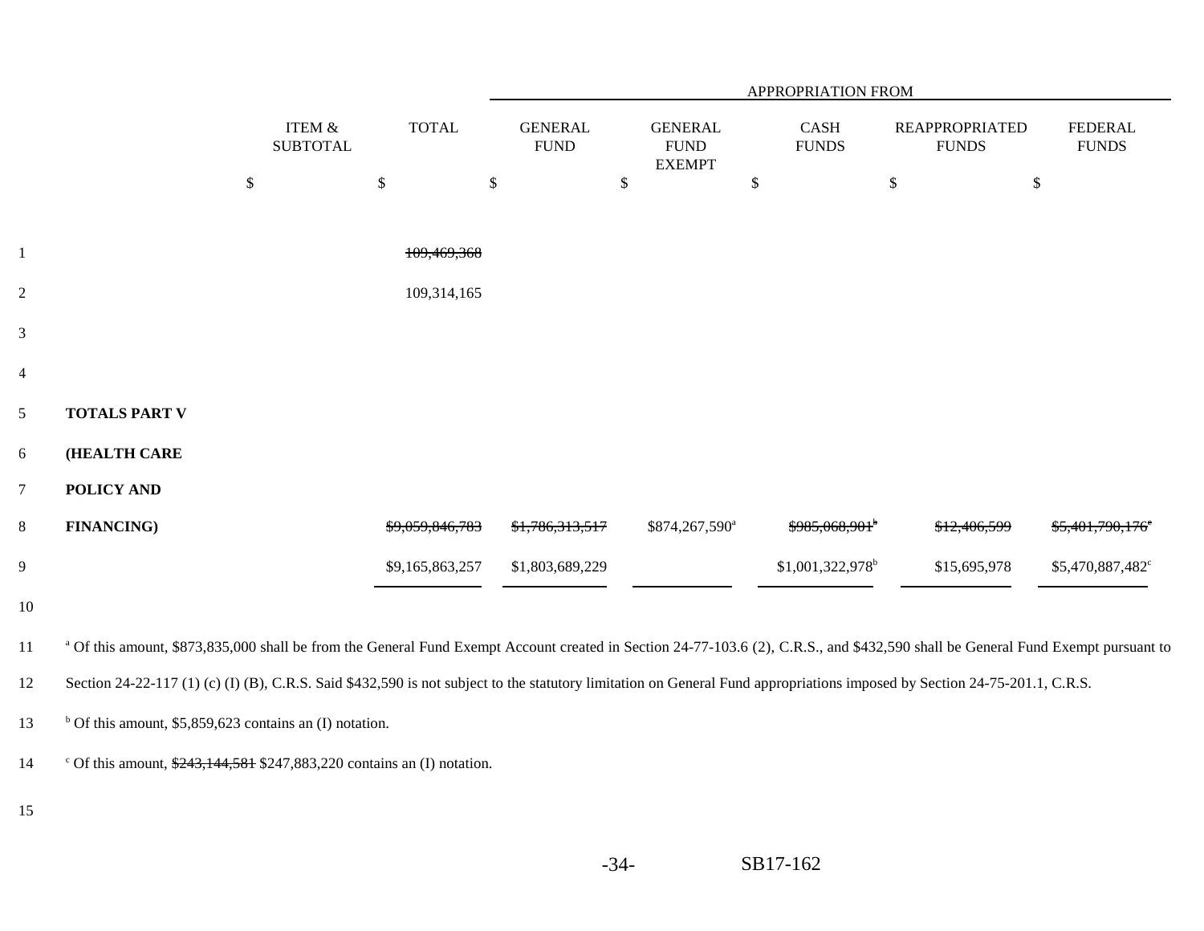| | ITEM & SUBTOTAL | TOTAL | APPROPRIATION FROM GENERAL FUND | GENERAL FUND EXEMPT | CASH FUNDS | REAPPROPRIATED FUNDS | FEDERAL FUNDS |
|---|---|---|---|---|---|---|---|
| | $ | $ | $ | $ | $ | $ | $ |
| | | ~~109,469,368~~ | | | | | |
| | | 109,314,165 | | | | | |
| **TOTALS PART V (HEALTH CARE POLICY AND FINANCING)** | | ~~$9,059,846,783~~ | ~~$1,786,313,517~~ | $874,267,590[a] | ~~$985,068,901~~[b] | ~~$12,406,599~~ | ~~$5,401,790,176~~[c] |
| | | $9,165,863,257 | $1,803,689,229 | | $1,001,322,978[b] | $15,695,978 | $5,470,887,482[c] |

[a] Of this amount, $873,835,000 shall be from the General Fund Exempt Account created in Section 24-77-103.6 (2), C.R.S., and $432,590 shall be General Fund Exempt pursuant to Section 24-22-117 (1) (c) (I) (B), C.R.S. Said $432,590 is not subject to the statutory limitation on General Fund appropriations imposed by Section 24-75-201.1, C.R.S.

[b] Of this amount, $5,859,623 contains an (I) notation.

[c] Of this amount, ~~$243,144,581~~ $247,883,220 contains an (I) notation.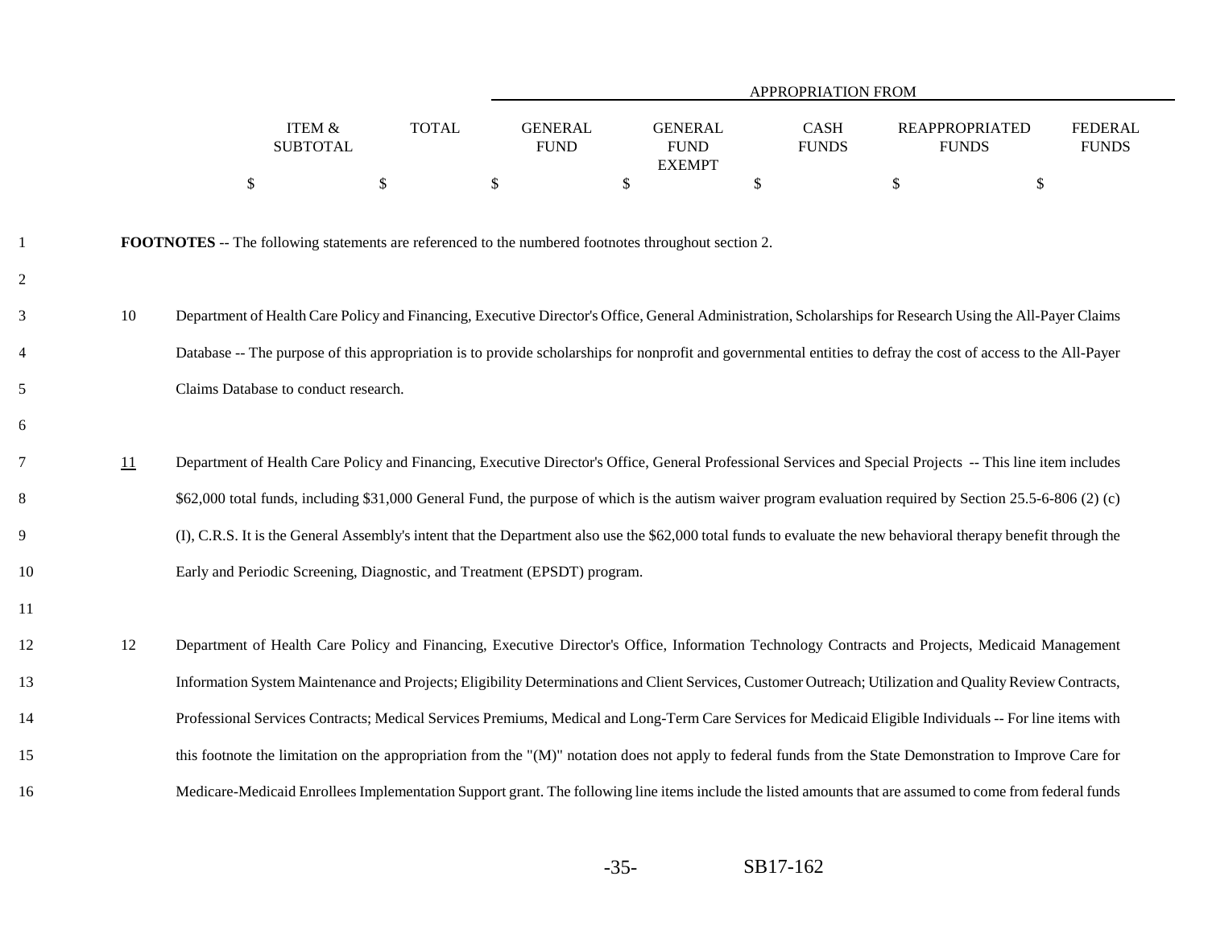| | ITEM & SUBTOTAL | TOTAL | APPROPRIATION FROM GENERAL FUND | GENERAL FUND EXEMPT | CASH FUNDS | REAPPROPRIATED FUNDS | FEDERAL FUNDS |
|---|---|---|---|---|---|---|---|
| | $ | $ | $ | $ | $ | $ | $ |

**FOOTNOTES** -- The following statements are referenced to the numbered footnotes throughout section 2.

10 Department of Health Care Policy and Financing, Executive Director's Office, General Administration, Scholarships for Research Using the All-Payer Claims Database -- The purpose of this appropriation is to provide scholarships for nonprofit and governmental entities to defray the cost of access to the All-Payer Claims Database to conduct research.

11 Department of Health Care Policy and Financing, Executive Director's Office, General Professional Services and Special Projects -- This line item includes $62,000 total funds, including $31,000 General Fund, the purpose of which is the autism waiver program evaluation required by Section 25.5-6-806 (2) (c) (I), C.R.S. It is the General Assembly's intent that the Department also use the $62,000 total funds to evaluate the new behavioral therapy benefit through the Early and Periodic Screening, Diagnostic, and Treatment (EPSDT) program.

12 Department of Health Care Policy and Financing, Executive Director's Office, Information Technology Contracts and Projects, Medicaid Management Information System Maintenance and Projects; Eligibility Determinations and Client Services, Customer Outreach; Utilization and Quality Review Contracts, Professional Services Contracts; Medical Services Premiums, Medical and Long-Term Care Services for Medicaid Eligible Individuals -- For line items with this footnote the limitation on the appropriation from the "(M)" notation does not apply to federal funds from the State Demonstration to Improve Care for Medicare-Medicaid Enrollees Implementation Support grant. The following line items include the listed amounts that are assumed to come from federal funds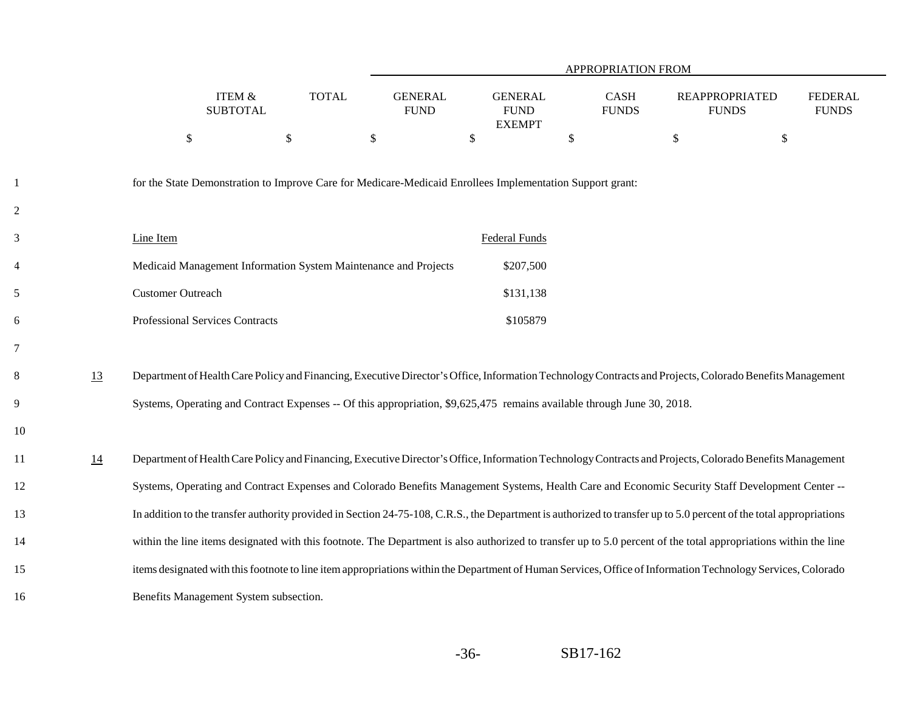| | ITEM & SUBTOTAL | TOTAL | GENERAL FUND | GENERAL FUND EXEMPT | CASH FUNDS | REAPPROPRIATED FUNDS | FEDERAL FUNDS |
|---|---|---|---|---|---|---|---|
| | | | APPROPRIATION FROM | | | | |
| | $ | $ | $ | $ | $ | $ | $ |

for the State Demonstration to Improve Care for Medicare-Medicaid Enrollees Implementation Support grant:

| Line Item | Federal Funds |
|---|---|
| Medicaid Management Information System Maintenance and Projects | $207,500 |
| Customer Outreach | $131,138 |
| Professional Services Contracts | $105879 |

13 Department of Health Care Policy and Financing, Executive Director's Office, Information Technology Contracts and Projects, Colorado Benefits Management Systems, Operating and Contract Expenses -- Of this appropriation, $9,625,475 remains available through June 30, 2018.

14 Department of Health Care Policy and Financing, Executive Director's Office, Information Technology Contracts and Projects, Colorado Benefits Management Systems, Operating and Contract Expenses and Colorado Benefits Management Systems, Health Care and Economic Security Staff Development Center -- In addition to the transfer authority provided in Section 24-75-108, C.R.S., the Department is authorized to transfer up to 5.0 percent of the total appropriations within the line items designated with this footnote. The Department is also authorized to transfer up to 5.0 percent of the total appropriations within the line items designated with this footnote to line item appropriations within the Department of Human Services, Office of Information Technology Services, Colorado Benefits Management System subsection.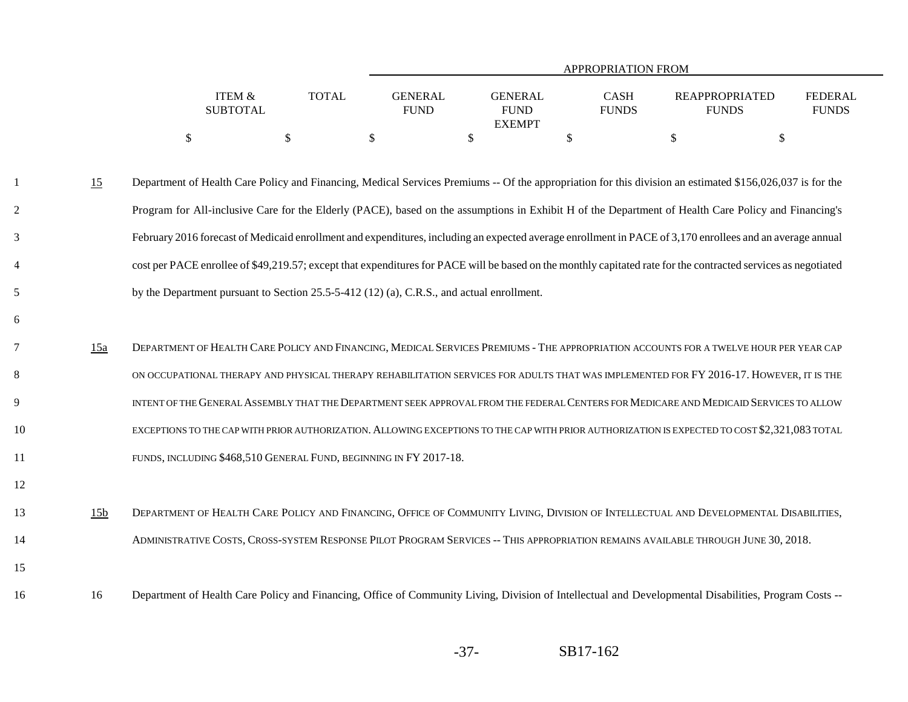| ITEM & SUBTOTAL | TOTAL | GENERAL FUND | GENERAL FUND EXEMPT | CASH FUNDS | REAPPROPRIATED FUNDS | FEDERAL FUNDS |
|---|---|---|---|---|---|---|
| $ | $ | $ | $ | $ | $ | $ |

APPROPRIATION FROM

15 Department of Health Care Policy and Financing, Medical Services Premiums -- Of the appropriation for this division an estimated $156,026,037 is for the Program for All-inclusive Care for the Elderly (PACE), based on the assumptions in Exhibit H of the Department of Health Care Policy and Financing's February 2016 forecast of Medicaid enrollment and expenditures, including an expected average enrollment in PACE of 3,170 enrollees and an average annual cost per PACE enrollee of $49,219.57; except that expenditures for PACE will be based on the monthly capitated rate for the contracted services as negotiated by the Department pursuant to Section 25.5-5-412 (12) (a), C.R.S., and actual enrollment.

15a DEPARTMENT OF HEALTH CARE POLICY AND FINANCING, MEDICAL SERVICES PREMIUMS - THE APPROPRIATION ACCOUNTS FOR A TWELVE HOUR PER YEAR CAP ON OCCUPATIONAL THERAPY AND PHYSICAL THERAPY REHABILITATION SERVICES FOR ADULTS THAT WAS IMPLEMENTED FOR FY 2016-17. HOWEVER, IT IS THE INTENT OF THE GENERAL ASSEMBLY THAT THE DEPARTMENT SEEK APPROVAL FROM THE FEDERAL CENTERS FOR MEDICARE AND MEDICAID SERVICES TO ALLOW EXCEPTIONS TO THE CAP WITH PRIOR AUTHORIZATION. ALLOWING EXCEPTIONS TO THE CAP WITH PRIOR AUTHORIZATION IS EXPECTED TO COST $2,321,083 TOTAL FUNDS, INCLUDING $468,510 GENERAL FUND, BEGINNING IN FY 2017-18.

15b DEPARTMENT OF HEALTH CARE POLICY AND FINANCING, OFFICE OF COMMUNITY LIVING, DIVISION OF INTELLECTUAL AND DEVELOPMENTAL DISABILITIES, ADMINISTRATIVE COSTS, CROSS-SYSTEM RESPONSE PILOT PROGRAM SERVICES -- THIS APPROPRIATION REMAINS AVAILABLE THROUGH JUNE 30, 2018.

16 Department of Health Care Policy and Financing, Office of Community Living, Division of Intellectual and Developmental Disabilities, Program Costs --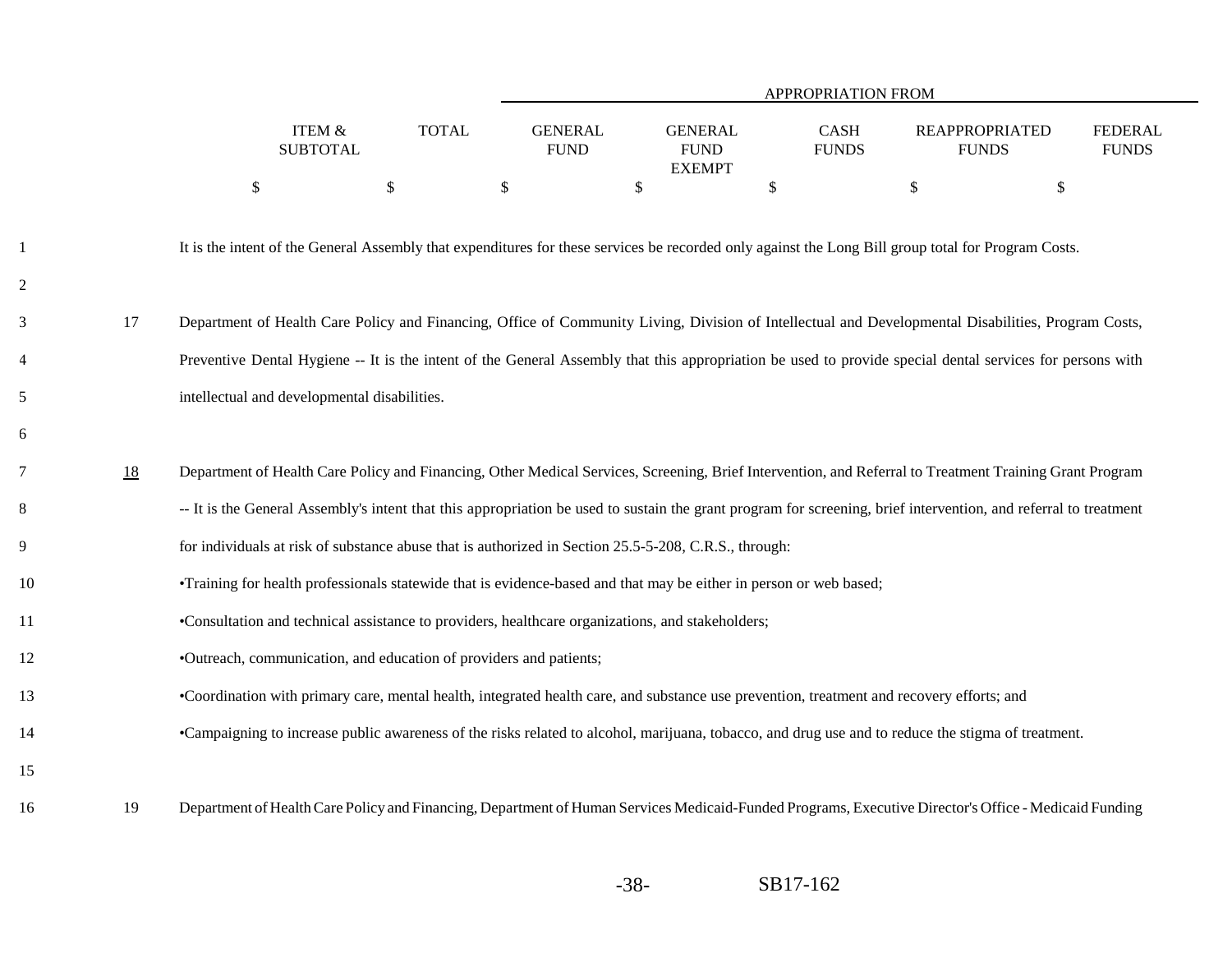| | ITEM & SUBTOTAL | TOTAL | APPROPRIATION FROM GENERAL FUND | GENERAL FUND EXEMPT | CASH FUNDS | REAPPROPRIATED FUNDS | FEDERAL FUNDS |
|---|---|---|---|---|---|---|---|
| | $ | $ | $ | $ | $ | $ | $ |

It is the intent of the General Assembly that expenditures for these services be recorded only against the Long Bill group total for Program Costs.

17 Department of Health Care Policy and Financing, Office of Community Living, Division of Intellectual and Developmental Disabilities, Program Costs, Preventive Dental Hygiene -- It is the intent of the General Assembly that this appropriation be used to provide special dental services for persons with intellectual and developmental disabilities.

18 Department of Health Care Policy and Financing, Other Medical Services, Screening, Brief Intervention, and Referral to Treatment Training Grant Program -- It is the General Assembly's intent that this appropriation be used to sustain the grant program for screening, brief intervention, and referral to treatment for individuals at risk of substance abuse that is authorized in Section 25.5-5-208, C.R.S., through:

- Training for health professionals statewide that is evidence-based and that may be either in person or web based;
- Consultation and technical assistance to providers, healthcare organizations, and stakeholders;
- Outreach, communication, and education of providers and patients;
- Coordination with primary care, mental health, integrated health care, and substance use prevention, treatment and recovery efforts; and
- Campaigning to increase public awareness of the risks related to alcohol, marijuana, tobacco, and drug use and to reduce the stigma of treatment.

19 Department of Health Care Policy and Financing, Department of Human Services Medicaid-Funded Programs, Executive Director's Office - Medicaid Funding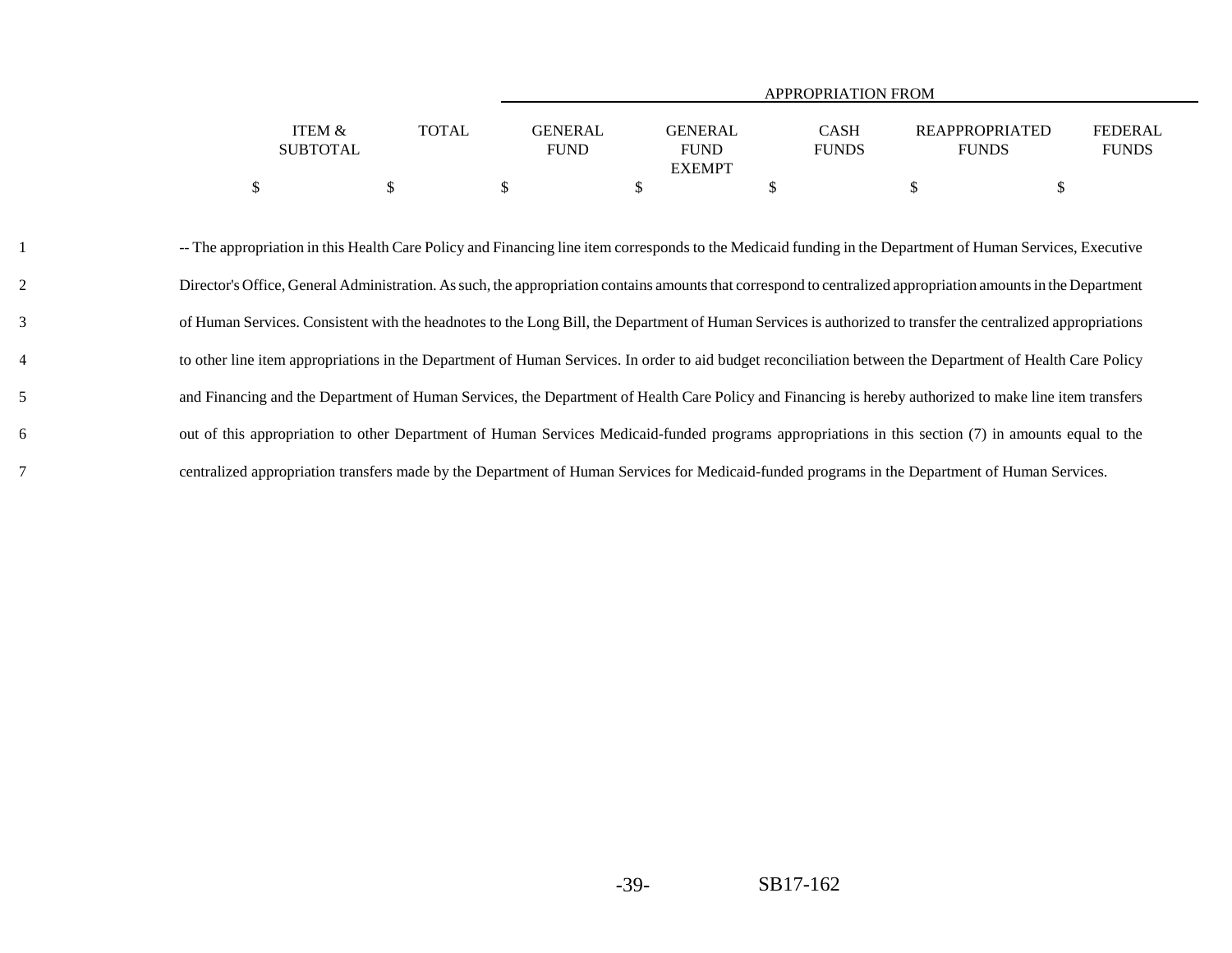| ITEM & SUBTOTAL | TOTAL | APPROPRIATION FROM GENERAL FUND | GENERAL FUND EXEMPT | CASH FUNDS | REAPPROPRIATED FUNDS | FEDERAL FUNDS |
|---|---|---|---|---|---|---|
| $ | $ | $ | $ | $ | $ | $ |

-- The appropriation in this Health Care Policy and Financing line item corresponds to the Medicaid funding in the Department of Human Services, Executive Director's Office, General Administration. As such, the appropriation contains amounts that correspond to centralized appropriation amounts in the Department of Human Services. Consistent with the headnotes to the Long Bill, the Department of Human Services is authorized to transfer the centralized appropriations to other line item appropriations in the Department of Human Services. In order to aid budget reconciliation between the Department of Health Care Policy and Financing and the Department of Human Services, the Department of Health Care Policy and Financing is hereby authorized to make line item transfers out of this appropriation to other Department of Human Services Medicaid-funded programs appropriations in this section (7) in amounts equal to the centralized appropriation transfers made by the Department of Human Services for Medicaid-funded programs in the Department of Human Services.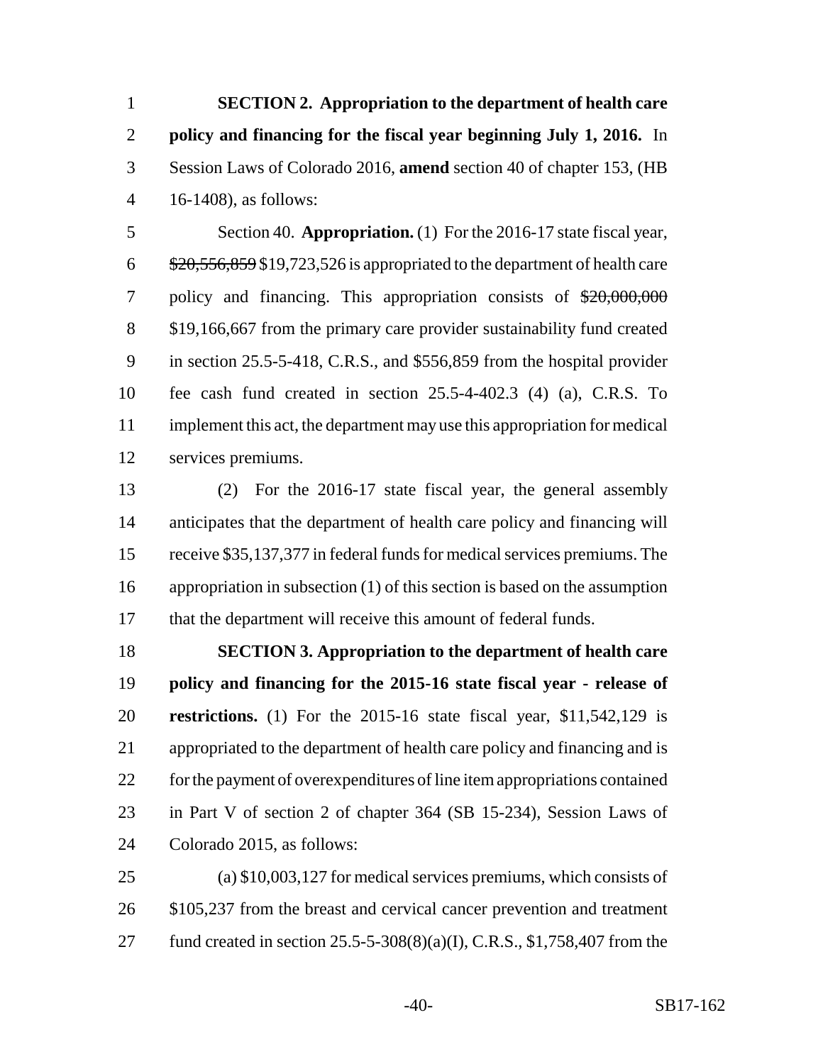**SECTION 2. Appropriation to the department of health care policy and financing for the fiscal year beginning July 1, 2016.** In Session Laws of Colorado 2016, **amend** section 40 of chapter 153, (HB 16-1408), as follows:

Section 40. **Appropriation.** (1) For the 2016-17 state fiscal year, ~~$20,556,859~~ $19,723,526 is appropriated to the department of health care policy and financing. This appropriation consists of ~~$20,000,000~~ $19,166,667 from the primary care provider sustainability fund created in section 25.5-5-418, C.R.S., and $556,859 from the hospital provider fee cash fund created in section 25.5-4-402.3 (4) (a), C.R.S. To implement this act, the department may use this appropriation for medical services premiums.

(2) For the 2016-17 state fiscal year, the general assembly anticipates that the department of health care policy and financing will receive $35,137,377 in federal funds for medical services premiums. The appropriation in subsection (1) of this section is based on the assumption that the department will receive this amount of federal funds.

**SECTION 3. Appropriation to the department of health care policy and financing for the 2015-16 state fiscal year - release of restrictions.** (1) For the 2015-16 state fiscal year, $11,542,129 is appropriated to the department of health care policy and financing and is for the payment of overexpenditures of line item appropriations contained in Part V of section 2 of chapter 364 (SB 15-234), Session Laws of Colorado 2015, as follows:

(a) $10,003,127 for medical services premiums, which consists of $105,237 from the breast and cervical cancer prevention and treatment fund created in section 25.5-5-308(8)(a)(I), C.R.S., $1,758,407 from the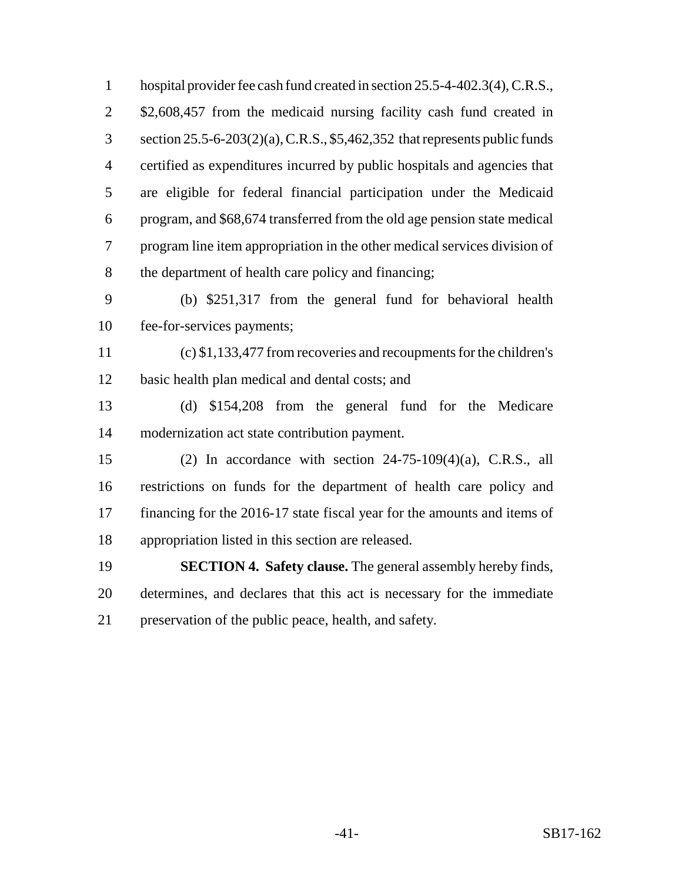hospital provider fee cash fund created in section 25.5-4-402.3(4), C.R.S., $2,608,457 from the medicaid nursing facility cash fund created in section 25.5-6-203(2)(a), C.R.S., $5,462,352 that represents public funds certified as expenditures incurred by public hospitals and agencies that are eligible for federal financial participation under the Medicaid program, and $68,674 transferred from the old age pension state medical program line item appropriation in the other medical services division of the department of health care policy and financing;

(b) $251,317 from the general fund for behavioral health fee-for-services payments;

(c) $1,133,477 from recoveries and recoupments for the children's basic health plan medical and dental costs; and

(d) $154,208 from the general fund for the Medicare modernization act state contribution payment.

(2) In accordance with section 24-75-109(4)(a), C.R.S., all restrictions on funds for the department of health care policy and financing for the 2016-17 state fiscal year for the amounts and items of appropriation listed in this section are released.

**SECTION 4. Safety clause.** The general assembly hereby finds, determines, and declares that this act is necessary for the immediate preservation of the public peace, health, and safety.